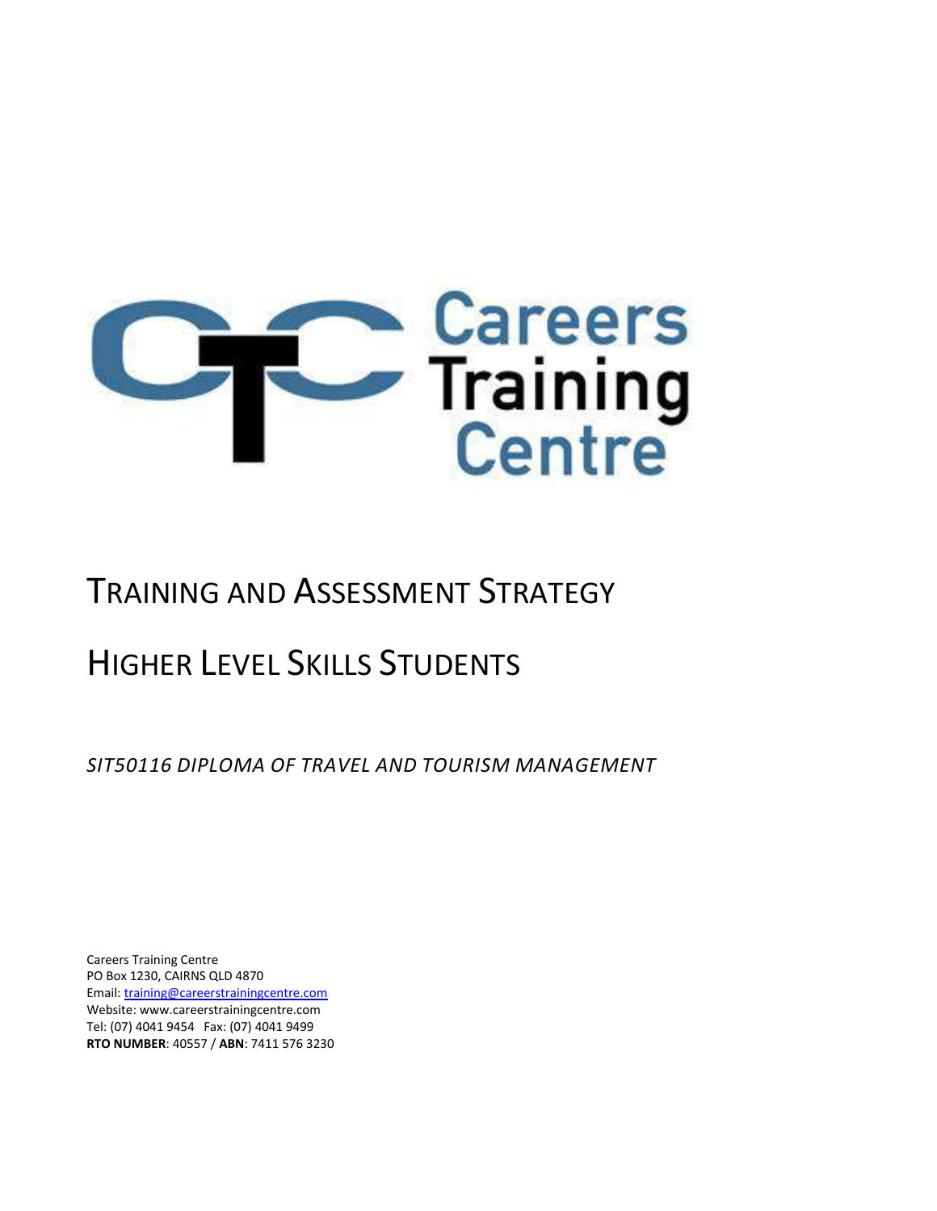Careers Training Centre

# TRAINING AND ASSESSMENT STRATEGY

# HIGHER LEVEL SKILLS STUDENTS

*SIT50116 DIPLOMA OF TRAVEL AND TOURISM MANAGEMENT*

Careers Training Centre
PO Box 1230, CAIRNS QLD 4870
Email: training@careerstrainingcentre.com
Website: www.careerstrainingcentre.com
Tel: (07) 4041 9454 Fax: (07) 4041 9499
**RTO NUMBER**: 40557 / **ABN**: 7411 576 3230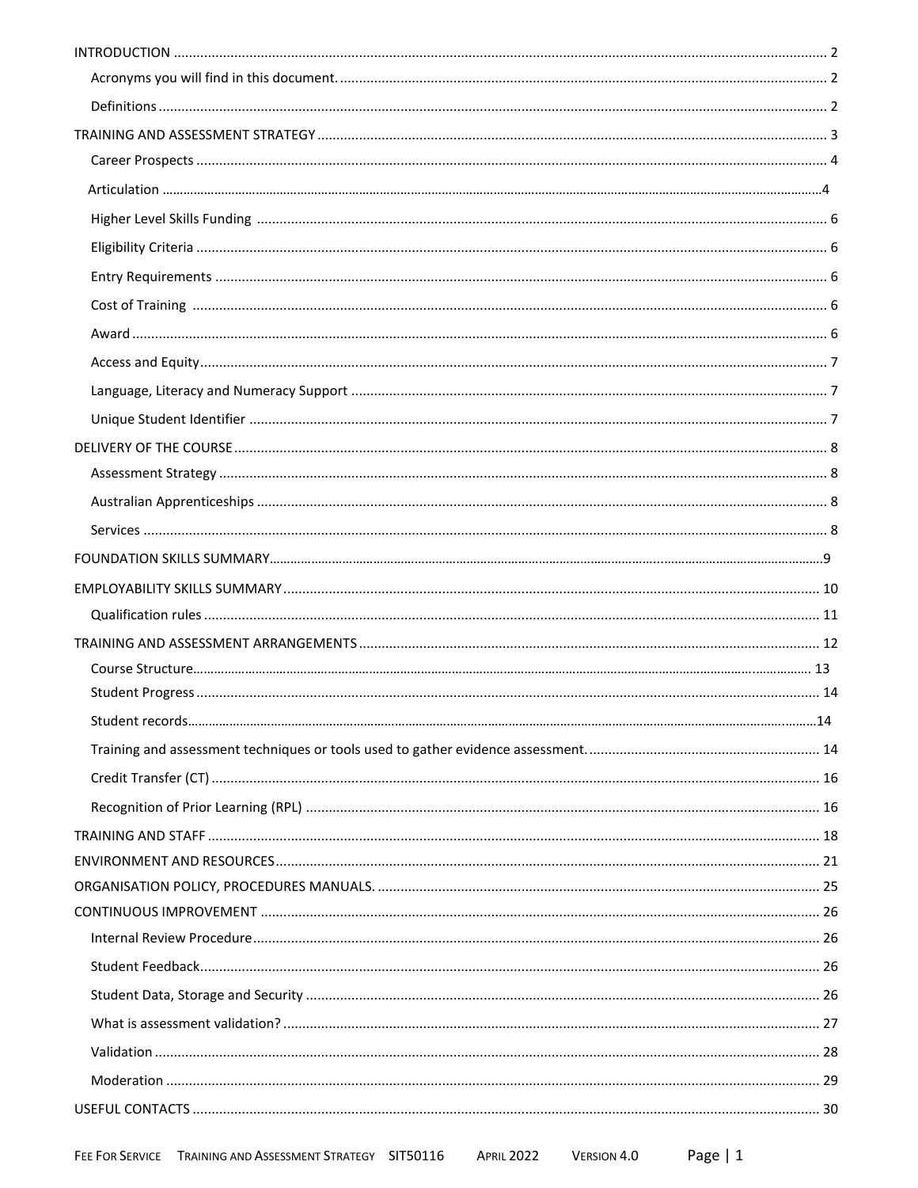INTRODUCTION ........ 2

- Acronyms you will find in this document. ........ 2
- Definitions ........ 2

TRAINING AND ASSESSMENT STRATEGY ........ 3

- Career Prospects ........ 4
- Articulation ........ 4
- Higher Level Skills Funding ........ 6
- Eligibility Criteria ........ 6
- Entry Requirements ........ 6
- Cost of Training ........ 6
- Award ........ 6
- Access and Equity ........ 7
- Language, Literacy and Numeracy Support ........ 7
- Unique Student Identifier ........ 7

DELIVERY OF THE COURSE ........ 8

- Assessment Strategy ........ 8
- Australian Apprenticeships ........ 8
- Services ........ 8

FOUNDATION SKILLS SUMMARY ........ 9

EMPLOYABILITY SKILLS SUMMARY ........ 10

- Qualification rules ........ 11

TRAINING AND ASSESSMENT ARRANGEMENTS ........ 12

- Course Structure ........ 13
- Student Progress ........ 14
- Student records ........ 14
- Training and assessment techniques or tools used to gather evidence assessment. ........ 14
- Credit Transfer (CT) ........ 16
- Recognition of Prior Learning (RPL) ........ 16

TRAINING AND STAFF ........ 18

ENVIRONMENT AND RESOURCES ........ 21

ORGANISATION POLICY, PROCEDURES MANUALS. ........ 25

CONTINUOUS IMPROVEMENT ........ 26

- Internal Review Procedure ........ 26
- Student Feedback ........ 26
- Student Data, Storage and Security ........ 26
- What is assessment validation? ........ 27
- Validation ........ 28
- Moderation ........ 29

USEFUL CONTACTS ........ 30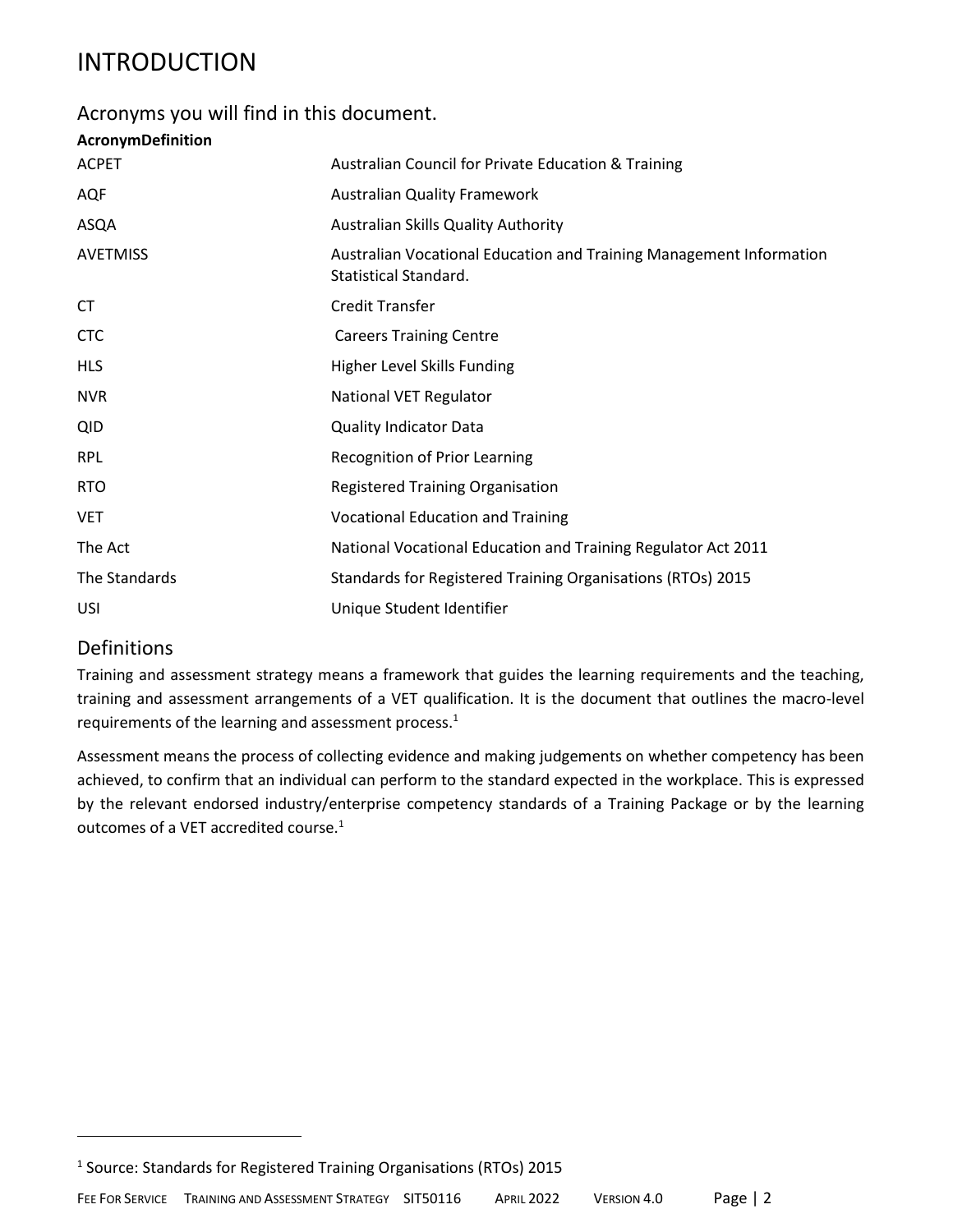# INTRODUCTION

## Acronyms you will find in this document.

| Acronym | Definition |
|---|---|
| ACPET | Australian Council for Private Education & Training |
| AQF | Australian Quality Framework |
| ASQA | Australian Skills Quality Authority |
| AVETMISS | Australian Vocational Education and Training Management Information Statistical Standard. |
| CT | Credit Transfer |
| CTC | Careers Training Centre |
| HLS | Higher Level Skills Funding |
| NVR | National VET Regulator |
| QID | Quality Indicator Data |
| RPL | Recognition of Prior Learning |
| RTO | Registered Training Organisation |
| VET | Vocational Education and Training |
| The Act | National Vocational Education and Training Regulator Act 2011 |
| The Standards | Standards for Registered Training Organisations (RTOs) 2015 |
| USI | Unique Student Identifier |

## Definitions

Training and assessment strategy means a framework that guides the learning requirements and the teaching, training and assessment arrangements of a VET qualification. It is the document that outlines the macro-level requirements of the learning and assessment process.[1]

Assessment means the process of collecting evidence and making judgements on whether competency has been achieved, to confirm that an individual can perform to the standard expected in the workplace. This is expressed by the relevant endorsed industry/enterprise competency standards of a Training Package or by the learning outcomes of a VET accredited course.[1]

[1] Source: Standards for Registered Training Organisations (RTOs) 2015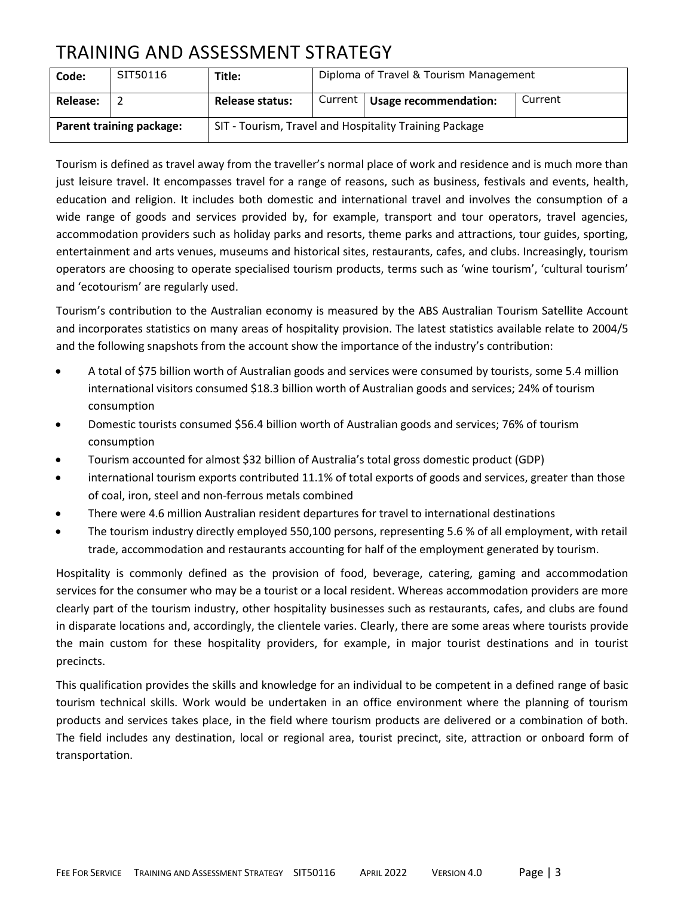# TRAINING AND ASSESSMENT STRATEGY

| Code: | SIT50116 | Title: | Diploma of Travel & Tourism Management | | |
|---|---|---|---|---|---|
| Release: | 2 | Release status: | Current | Usage recommendation: | Current |
| Parent training package: | | SIT - Tourism, Travel and Hospitality Training Package | | | |

Tourism is defined as travel away from the traveller's normal place of work and residence and is much more than just leisure travel. It encompasses travel for a range of reasons, such as business, festivals and events, health, education and religion. It includes both domestic and international travel and involves the consumption of a wide range of goods and services provided by, for example, transport and tour operators, travel agencies, accommodation providers such as holiday parks and resorts, theme parks and attractions, tour guides, sporting, entertainment and arts venues, museums and historical sites, restaurants, cafes, and clubs. Increasingly, tourism operators are choosing to operate specialised tourism products, terms such as 'wine tourism', 'cultural tourism' and 'ecotourism' are regularly used.

Tourism's contribution to the Australian economy is measured by the ABS Australian Tourism Satellite Account and incorporates statistics on many areas of hospitality provision. The latest statistics available relate to 2004/5 and the following snapshots from the account show the importance of the industry's contribution:

- A total of $75 billion worth of Australian goods and services were consumed by tourists, some 5.4 million international visitors consumed $18.3 billion worth of Australian goods and services; 24% of tourism consumption
- Domestic tourists consumed $56.4 billion worth of Australian goods and services; 76% of tourism consumption
- Tourism accounted for almost $32 billion of Australia's total gross domestic product (GDP)
- international tourism exports contributed 11.1% of total exports of goods and services, greater than those of coal, iron, steel and non-ferrous metals combined
- There were 4.6 million Australian resident departures for travel to international destinations
- The tourism industry directly employed 550,100 persons, representing 5.6 % of all employment, with retail trade, accommodation and restaurants accounting for half of the employment generated by tourism.

Hospitality is commonly defined as the provision of food, beverage, catering, gaming and accommodation services for the consumer who may be a tourist or a local resident. Whereas accommodation providers are more clearly part of the tourism industry, other hospitality businesses such as restaurants, cafes, and clubs are found in disparate locations and, accordingly, the clientele varies. Clearly, there are some areas where tourists provide the main custom for these hospitality providers, for example, in major tourist destinations and in tourist precincts.

This qualification provides the skills and knowledge for an individual to be competent in a defined range of basic tourism technical skills. Work would be undertaken in an office environment where the planning of tourism products and services takes place, in the field where tourism products are delivered or a combination of both. The field includes any destination, local or regional area, tourist precinct, site, attraction or onboard form of transportation.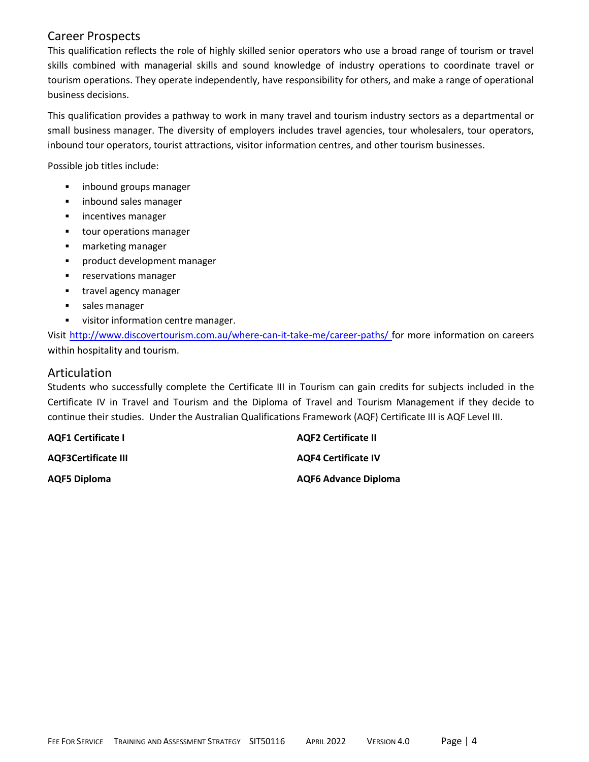## Career Prospects

This qualification reflects the role of highly skilled senior operators who use a broad range of tourism or travel skills combined with managerial skills and sound knowledge of industry operations to coordinate travel or tourism operations. They operate independently, have responsibility for others, and make a range of operational business decisions.

This qualification provides a pathway to work in many travel and tourism industry sectors as a departmental or small business manager. The diversity of employers includes travel agencies, tour wholesalers, tour operators, inbound tour operators, tourist attractions, visitor information centres, and other tourism businesses.

Possible job titles include:

- inbound groups manager
- inbound sales manager
- incentives manager
- tour operations manager
- marketing manager
- product development manager
- reservations manager
- travel agency manager
- sales manager
- visitor information centre manager.

Visit [http://www.discovertourism.com.au/where-can-it-take-me/career-paths/](http://www.discovertourism.com.au/where-can-it-take-me/career-paths/) for more information on careers within hospitality and tourism.

## Articulation

Students who successfully complete the Certificate III in Tourism can gain credits for subjects included in the Certificate IV in Travel and Tourism and the Diploma of Travel and Tourism Management if they decide to continue their studies. Under the Australian Qualifications Framework (AQF) Certificate III is AQF Level III.

**AQF1 Certificate I**

**AQF2 Certificate II**

**AQF3Certificate III**

**AQF4 Certificate IV**

**AQF5 Diploma**

**AQF6 Advance Diploma**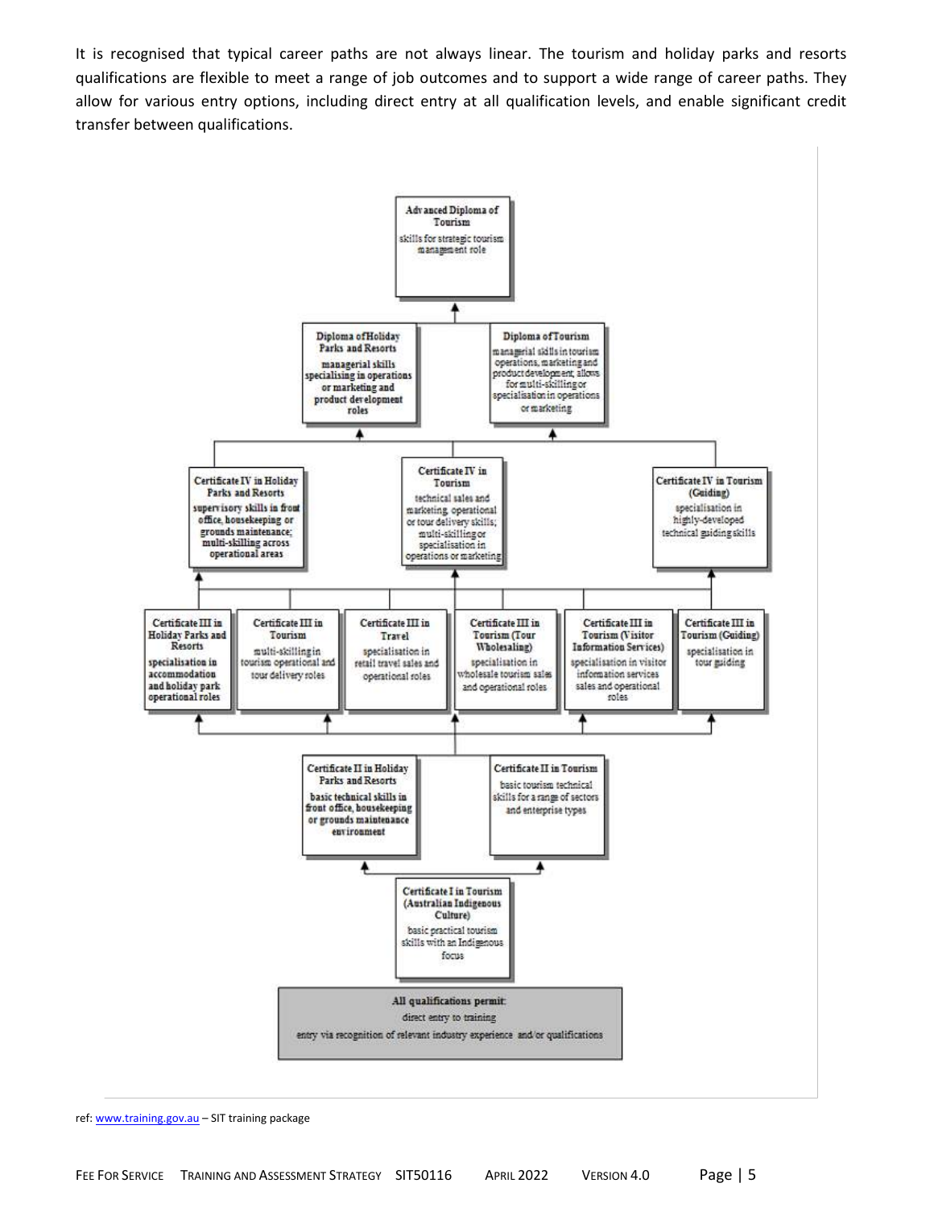It is recognised that typical career paths are not always linear. The tourism and holiday parks and resorts qualifications are flexible to meet a range of job outcomes and to support a wide range of career paths. They allow for various entry options, including direct entry at all qualification levels, and enable significant credit transfer between qualifications.

**Advanced Diploma of Tourism**
skills for strategic tourism management role

**Diploma of Holiday Parks and Resorts**
managerial skills specialising in operations or marketing and product development roles

**Diploma of Tourism**
managerial skills in tourism operations, marketing and product development; allows for multi-skilling or specialisation in operations or marketing

**Certificate IV in Holiday Parks and Resorts**
supervisory skills in front office, housekeeping or grounds maintenance; multi-skilling across operational areas

**Certificate IV in Tourism**
technical sales and marketing, operational or tour delivery skills; multi-skilling or specialisation in operations or marketing

**Certificate IV in Tourism (Guiding)**
specialisation in highly-developed technical guiding skills

**Certificate III in Holiday Parks and Resorts**
specialisation in accommodation and holiday park operational roles

**Certificate III in Tourism**
multi-skilling in tourism operational and tour delivery roles

**Certificate III in Travel**
specialisation in retail travel sales and operational roles

**Certificate III in Tourism (Tour Wholesaling)**
specialisation in wholesale tourism sales and operational roles

**Certificate III in Tourism (Visitor Information Services)**
specialisation in visitor information services sales and operational roles

**Certificate III in Tourism (Guiding)**
specialisation in tour guiding

**Certificate II in Holiday Parks and Resorts**
basic technical skills in front office, housekeeping or grounds maintenance environment

**Certificate II in Tourism**
basic tourism technical skills for a range of sectors and enterprise types

**Certificate I in Tourism (Australian Indigenous Culture)**
basic practical tourism skills with an Indigenous focus

**All qualifications permit:**
direct entry to training
entry via recognition of relevant industry experience and/or qualifications

ref: www.training.gov.au – SIT training package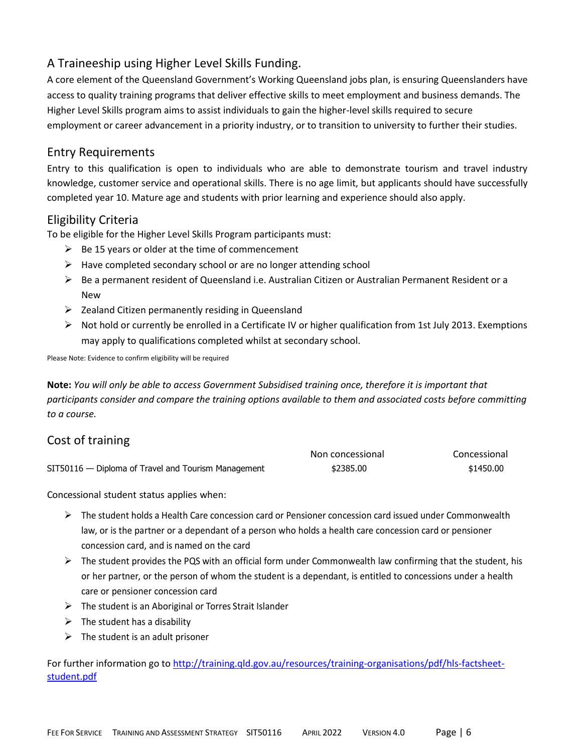## A Traineeship using Higher Level Skills Funding.

A core element of the Queensland Government's Working Queensland jobs plan, is ensuring Queenslanders have access to quality training programs that deliver effective skills to meet employment and business demands. The Higher Level Skills program aims to assist individuals to gain the higher-level skills required to secure employment or career advancement in a priority industry, or to transition to university to further their studies.

## Entry Requirements

Entry to this qualification is open to individuals who are able to demonstrate tourism and travel industry knowledge, customer service and operational skills. There is no age limit, but applicants should have successfully completed year 10. Mature age and students with prior learning and experience should also apply.

## Eligibility Criteria

To be eligible for the Higher Level Skills Program participants must:

- Be 15 years or older at the time of commencement
- Have completed secondary school or are no longer attending school
- Be a permanent resident of Queensland i.e. Australian Citizen or Australian Permanent Resident or a New
- Zealand Citizen permanently residing in Queensland
- Not hold or currently be enrolled in a Certificate IV or higher qualification from 1st July 2013. Exemptions may apply to qualifications completed whilst at secondary school.

Please Note: Evidence to confirm eligibility will be required

**Note:** *You will only be able to access Government Subsidised training once, therefore it is important that participants consider and compare the training options available to them and associated costs before committing to a course.*

## Cost of training

| | Non concessional | Concessional |
|---|---|---|
| SIT50116 — Diploma of Travel and Tourism Management | $2385.00 | $1450.00 |

Concessional student status applies when:

- The student holds a Health Care concession card or Pensioner concession card issued under Commonwealth law, or is the partner or a dependant of a person who holds a health care concession card or pensioner concession card, and is named on the card
- The student provides the PQS with an official form under Commonwealth law confirming that the student, his or her partner, or the person of whom the student is a dependant, is entitled to concessions under a health care or pensioner concession card
- The student is an Aboriginal or Torres Strait Islander
- The student has a disability
- The student is an adult prisoner

For further information go to [http://training.qld.gov.au/resources/training-organisations/pdf/hls-factsheet-student.pdf](http://training.qld.gov.au/resources/training-organisations/pdf/hls-factsheet-student.pdf)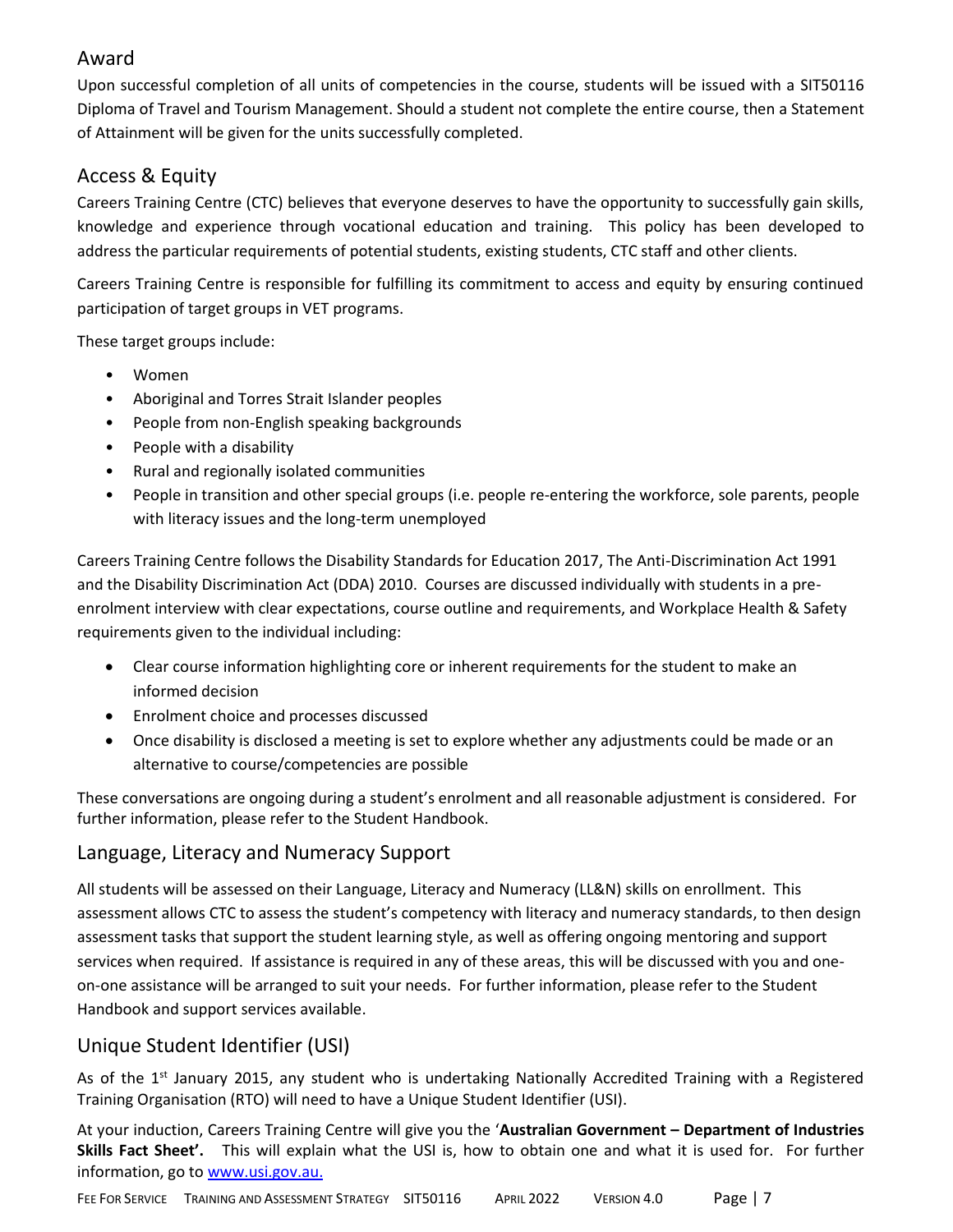## Award

Upon successful completion of all units of competencies in the course, students will be issued with a SIT50116 Diploma of Travel and Tourism Management. Should a student not complete the entire course, then a Statement of Attainment will be given for the units successfully completed.

## Access & Equity

Careers Training Centre (CTC) believes that everyone deserves to have the opportunity to successfully gain skills, knowledge and experience through vocational education and training. This policy has been developed to address the particular requirements of potential students, existing students, CTC staff and other clients.

Careers Training Centre is responsible for fulfilling its commitment to access and equity by ensuring continued participation of target groups in VET programs.

These target groups include:

- Women
- Aboriginal and Torres Strait Islander peoples
- People from non-English speaking backgrounds
- People with a disability
- Rural and regionally isolated communities
- People in transition and other special groups (i.e. people re-entering the workforce, sole parents, people with literacy issues and the long-term unemployed

Careers Training Centre follows the Disability Standards for Education 2017, The Anti-Discrimination Act 1991 and the Disability Discrimination Act (DDA) 2010. Courses are discussed individually with students in a pre-enrolment interview with clear expectations, course outline and requirements, and Workplace Health & Safety requirements given to the individual including:

- Clear course information highlighting core or inherent requirements for the student to make an informed decision
- Enrolment choice and processes discussed
- Once disability is disclosed a meeting is set to explore whether any adjustments could be made or an alternative to course/competencies are possible

These conversations are ongoing during a student's enrolment and all reasonable adjustment is considered. For further information, please refer to the Student Handbook.

## Language, Literacy and Numeracy Support

All students will be assessed on their Language, Literacy and Numeracy (LL&N) skills on enrollment. This assessment allows CTC to assess the student's competency with literacy and numeracy standards, to then design assessment tasks that support the student learning style, as well as offering ongoing mentoring and support services when required. If assistance is required in any of these areas, this will be discussed with you and one-on-one assistance will be arranged to suit your needs. For further information, please refer to the Student Handbook and support services available.

## Unique Student Identifier (USI)

As of the 1st January 2015, any student who is undertaking Nationally Accredited Training with a Registered Training Organisation (RTO) will need to have a Unique Student Identifier (USI).

At your induction, Careers Training Centre will give you the '**Australian Government – Department of Industries Skills Fact Sheet'.** This will explain what the USI is, how to obtain one and what it is used for. For further information, go to www.usi.gov.au.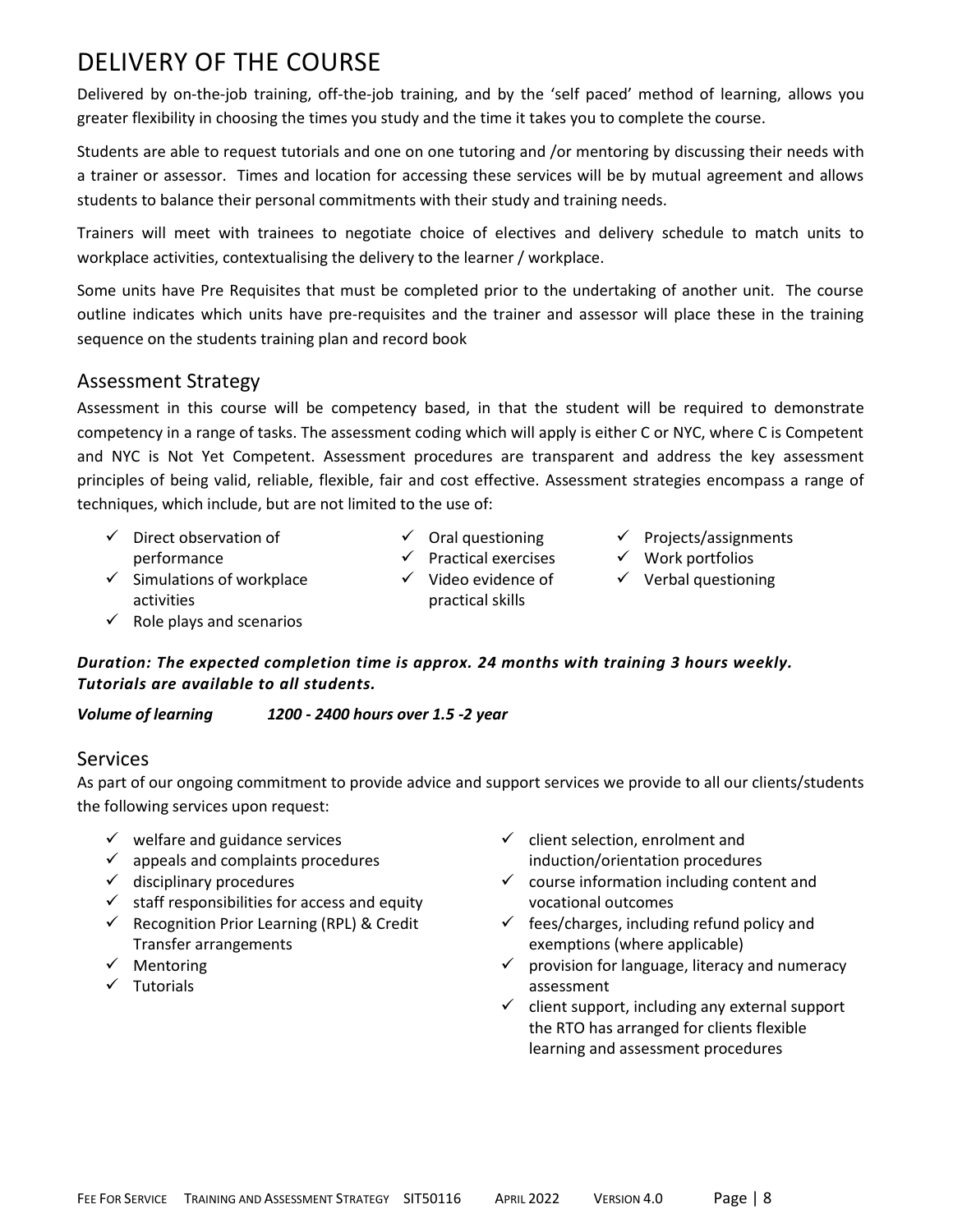# DELIVERY OF THE COURSE

Delivered by on-the-job training, off-the-job training, and by the 'self paced' method of learning, allows you greater flexibility in choosing the times you study and the time it takes you to complete the course.

Students are able to request tutorials and one on one tutoring and /or mentoring by discussing their needs with a trainer or assessor. Times and location for accessing these services will be by mutual agreement and allows students to balance their personal commitments with their study and training needs.

Trainers will meet with trainees to negotiate choice of electives and delivery schedule to match units to workplace activities, contextualising the delivery to the learner / workplace.

Some units have Pre Requisites that must be completed prior to the undertaking of another unit. The course outline indicates which units have pre-requisites and the trainer and assessor will place these in the training sequence on the students training plan and record book

## Assessment Strategy

Assessment in this course will be competency based, in that the student will be required to demonstrate competency in a range of tasks. The assessment coding which will apply is either C or NYC, where C is Competent and NYC is Not Yet Competent. Assessment procedures are transparent and address the key assessment principles of being valid, reliable, flexible, fair and cost effective. Assessment strategies encompass a range of techniques, which include, but are not limited to the use of:

- ✓ Direct observation of performance
- ✓ Simulations of workplace activities
- ✓ Role plays and scenarios
- ✓ Oral questioning
- ✓ Practical exercises
- ✓ Video evidence of practical skills
- ✓ Projects/assignments
- ✓ Work portfolios
- ✓ Verbal questioning

***Duration: The expected completion time is approx. 24 months with training 3 hours weekly. Tutorials are available to all students.***

***Volume of learning 1200 - 2400 hours over 1.5 -2 year***

## Services

As part of our ongoing commitment to provide advice and support services we provide to all our clients/students the following services upon request:

- ✓ welfare and guidance services
- ✓ appeals and complaints procedures
- ✓ disciplinary procedures
- ✓ staff responsibilities for access and equity
- ✓ Recognition Prior Learning (RPL) & Credit Transfer arrangements
- ✓ Mentoring
- ✓ Tutorials
- ✓ client selection, enrolment and induction/orientation procedures
- ✓ course information including content and vocational outcomes
- ✓ fees/charges, including refund policy and exemptions (where applicable)
- ✓ provision for language, literacy and numeracy assessment
- ✓ client support, including any external support the RTO has arranged for clients flexible learning and assessment procedures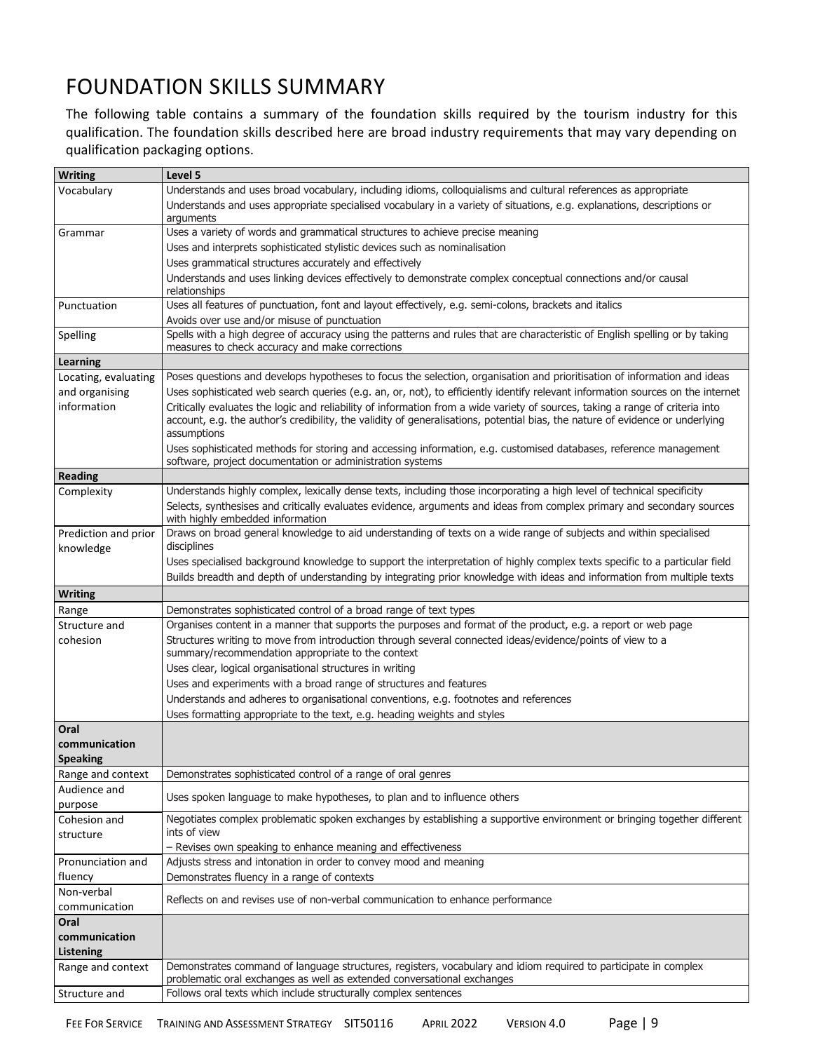# FOUNDATION SKILLS SUMMARY

The following table contains a summary of the foundation skills required by the tourism industry for this qualification. The foundation skills described here are broad industry requirements that may vary depending on qualification packaging options.

| **Writing** | **Level 5** |
|---|---|
| Vocabulary | Understands and uses broad vocabulary, including idioms, colloquialisms and cultural references as appropriate<br>Understands and uses appropriate specialised vocabulary in a variety of situations, e.g. explanations, descriptions or arguments |
| Grammar | Uses a variety of words and grammatical structures to achieve precise meaning<br>Uses and interprets sophisticated stylistic devices such as nominalisation<br>Uses grammatical structures accurately and effectively<br>Understands and uses linking devices effectively to demonstrate complex conceptual connections and/or causal relationships |
| Punctuation | Uses all features of punctuation, font and layout effectively, e.g. semi-colons, brackets and italics<br>Avoids over use and/or misuse of punctuation |
| Spelling | Spells with a high degree of accuracy using the patterns and rules that are characteristic of English spelling or by taking measures to check accuracy and make corrections |
| **Learning** | |
| Locating, evaluating and organising information | Poses questions and develops hypotheses to focus the selection, organisation and prioritisation of information and ideas<br>Uses sophisticated web search queries (e.g. an, or, not), to efficiently identify relevant information sources on the internet<br>Critically evaluates the logic and reliability of information from a wide variety of sources, taking a range of criteria into account, e.g. the author's credibility, the validity of generalisations, potential bias, the nature of evidence or underlying assumptions<br>Uses sophisticated methods for storing and accessing information, e.g. customised databases, reference management software, project documentation or administration systems |
| **Reading** | |
| Complexity | Understands highly complex, lexically dense texts, including those incorporating a high level of technical specificity<br>Selects, synthesises and critically evaluates evidence, arguments and ideas from complex primary and secondary sources with highly embedded information |
| Prediction and prior knowledge | Draws on broad general knowledge to aid understanding of texts on a wide range of subjects and within specialised disciplines<br>Uses specialised background knowledge to support the interpretation of highly complex texts specific to a particular field<br>Builds breadth and depth of understanding by integrating prior knowledge with ideas and information from multiple texts |
| **Writing** | |
| Range | Demonstrates sophisticated control of a broad range of text types |
| Structure and cohesion | Organises content in a manner that supports the purposes and format of the product, e.g. a report or web page<br>Structures writing to move from introduction through several connected ideas/evidence/points of view to a summary/recommendation appropriate to the context<br>Uses clear, logical organisational structures in writing<br>Uses and experiments with a broad range of structures and features<br>Understands and adheres to organisational conventions, e.g. footnotes and references<br>Uses formatting appropriate to the text, e.g. heading weights and styles |
| **Oral communication Speaking** | |
| Range and context | Demonstrates sophisticated control of a range of oral genres |
| Audience and purpose | Uses spoken language to make hypotheses, to plan and to influence others |
| Cohesion and structure | Negotiates complex problematic spoken exchanges by establishing a supportive environment or bringing together different ints of view<br>– Revises own speaking to enhance meaning and effectiveness |
| Pronunciation and fluency | Adjusts stress and intonation in order to convey mood and meaning<br>Demonstrates fluency in a range of contexts |
| Non-verbal communication | Reflects on and revises use of non-verbal communication to enhance performance |
| **Oral communication Listening** | |
| Range and context | Demonstrates command of language structures, registers, vocabulary and idiom required to participate in complex problematic oral exchanges as well as extended conversational exchanges |
| Structure and | Follows oral texts which include structurally complex sentences |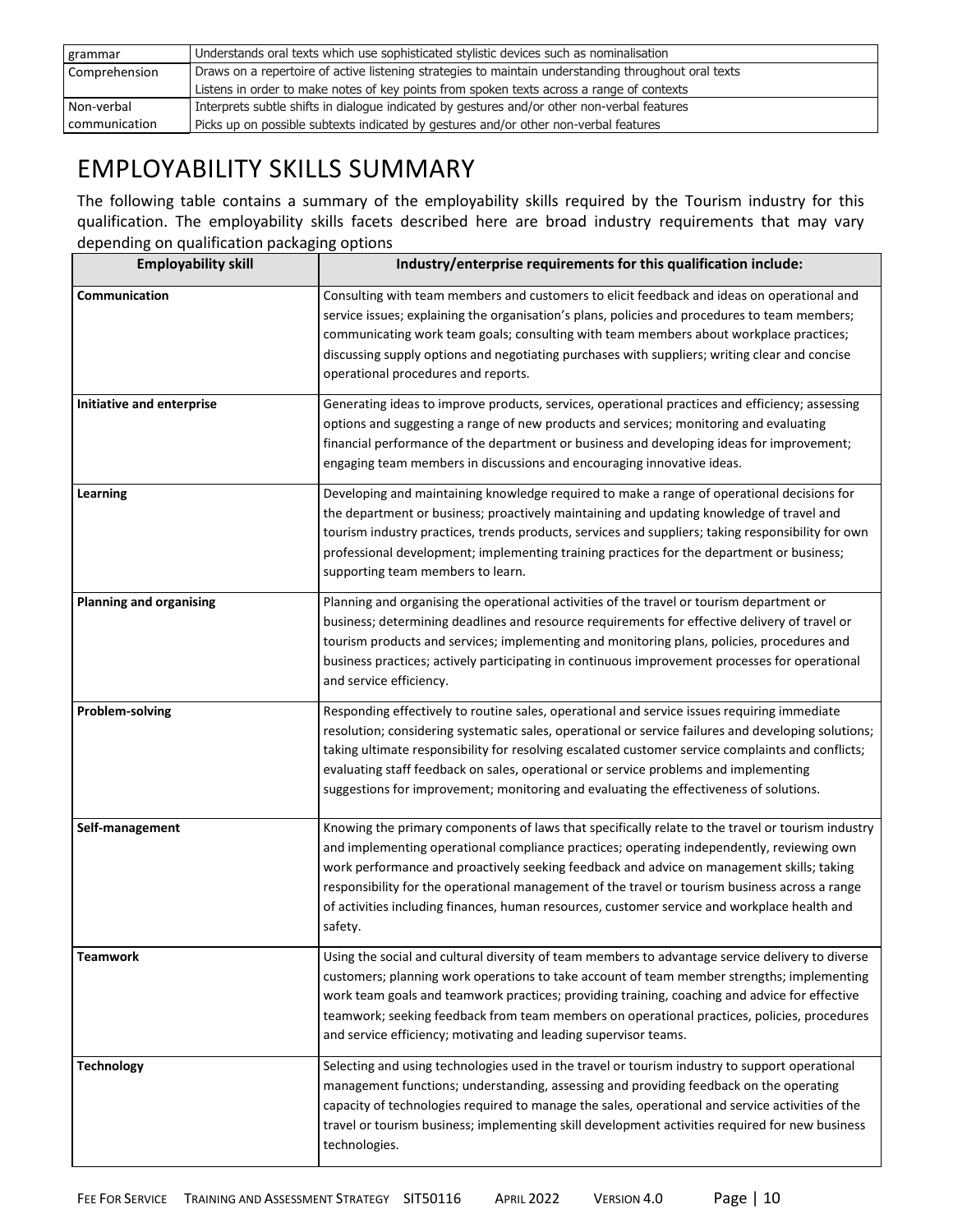| grammar | Understands oral texts which use sophisticated stylistic devices such as nominalisation |
|---|---|
| Comprehension | Draws on a repertoire of active listening strategies to maintain understanding throughout oral texts<br>Listens in order to make notes of key points from spoken texts across a range of contexts |
| Non-verbal communication | Interprets subtle shifts in dialogue indicated by gestures and/or other non-verbal features<br>Picks up on possible subtexts indicated by gestures and/or other non-verbal features |

# EMPLOYABILITY SKILLS SUMMARY

The following table contains a summary of the employability skills required by the Tourism industry for this qualification. The employability skills facets described here are broad industry requirements that may vary depending on qualification packaging options

| Employability skill | Industry/enterprise requirements for this qualification include: |
|---|---|
| **Communication** | Consulting with team members and customers to elicit feedback and ideas on operational and service issues; explaining the organisation's plans, policies and procedures to team members; communicating work team goals; consulting with team members about workplace practices; discussing supply options and negotiating purchases with suppliers; writing clear and concise operational procedures and reports. |
| **Initiative and enterprise** | Generating ideas to improve products, services, operational practices and efficiency; assessing options and suggesting a range of new products and services; monitoring and evaluating financial performance of the department or business and developing ideas for improvement; engaging team members in discussions and encouraging innovative ideas. |
| **Learning** | Developing and maintaining knowledge required to make a range of operational decisions for the department or business; proactively maintaining and updating knowledge of travel and tourism industry practices, trends products, services and suppliers; taking responsibility for own professional development; implementing training practices for the department or business; supporting team members to learn. |
| **Planning and organising** | Planning and organising the operational activities of the travel or tourism department or business; determining deadlines and resource requirements for effective delivery of travel or tourism products and services; implementing and monitoring plans, policies, procedures and business practices; actively participating in continuous improvement processes for operational and service efficiency. |
| **Problem-solving** | Responding effectively to routine sales, operational and service issues requiring immediate resolution; considering systematic sales, operational or service failures and developing solutions; taking ultimate responsibility for resolving escalated customer service complaints and conflicts; evaluating staff feedback on sales, operational or service problems and implementing suggestions for improvement; monitoring and evaluating the effectiveness of solutions. |
| **Self-management** | Knowing the primary components of laws that specifically relate to the travel or tourism industry and implementing operational compliance practices; operating independently, reviewing own work performance and proactively seeking feedback and advice on management skills; taking responsibility for the operational management of the travel or tourism business across a range of activities including finances, human resources, customer service and workplace health and safety. |
| **Teamwork** | Using the social and cultural diversity of team members to advantage service delivery to diverse customers; planning work operations to take account of team member strengths; implementing work team goals and teamwork practices; providing training, coaching and advice for effective teamwork; seeking feedback from team members on operational practices, policies, procedures and service efficiency; motivating and leading supervisor teams. |
| **Technology** | Selecting and using technologies used in the travel or tourism industry to support operational management functions; understanding, assessing and providing feedback on the operating capacity of technologies required to manage the sales, operational and service activities of the travel or tourism business; implementing skill development activities required for new business technologies. |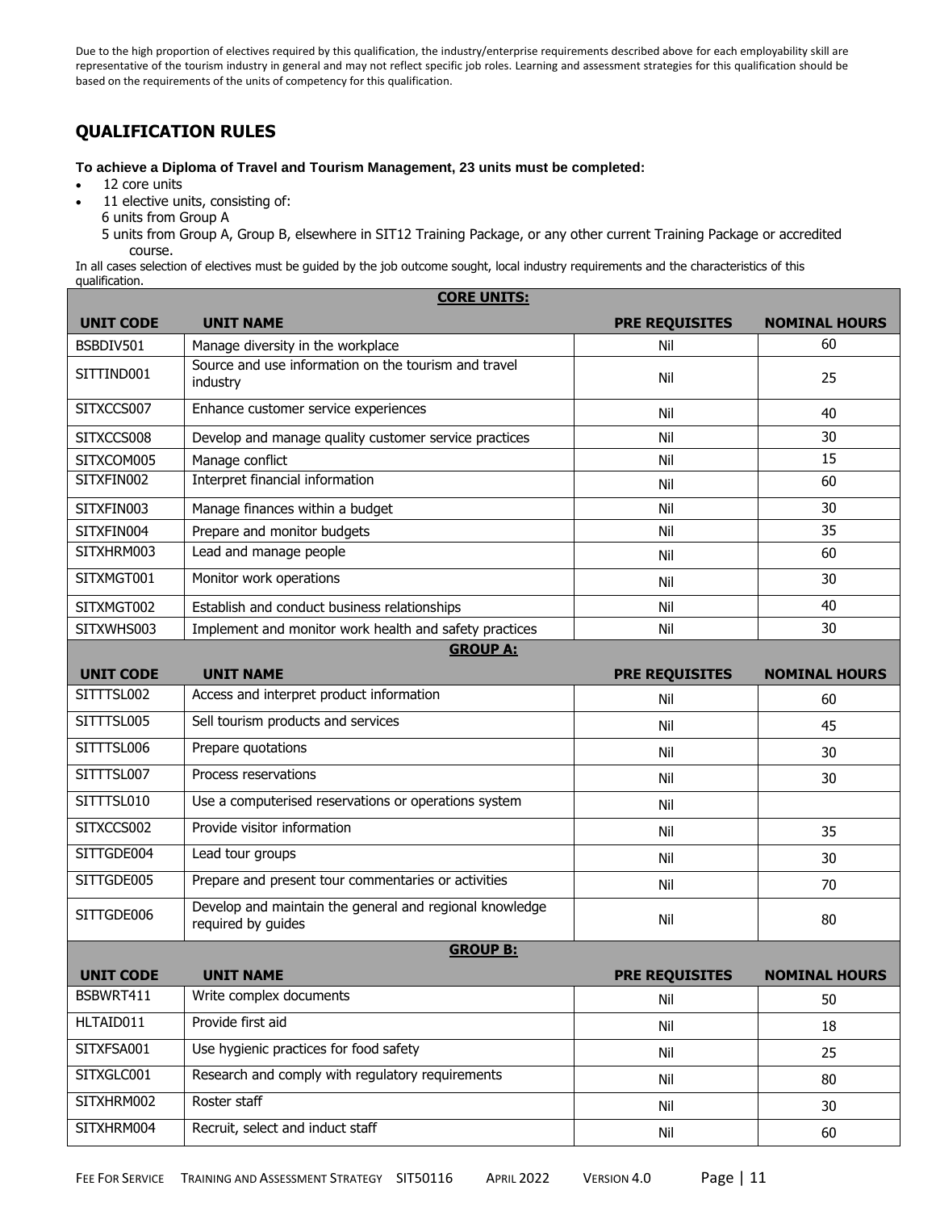Due to the high proportion of electives required by this qualification, the industry/enterprise requirements described above for each employability skill are representative of the tourism industry in general and may not reflect specific job roles. Learning and assessment strategies for this qualification should be based on the requirements of the units of competency for this qualification.

## QUALIFICATION RULES

**To achieve a Diploma of Travel and Tourism Management, 23 units must be completed:**

- 12 core units
- 11 elective units, consisting of:
  6 units from Group A
  5 units from Group A, Group B, elsewhere in SIT12 Training Package, or any other current Training Package or accredited course.

In all cases selection of electives must be guided by the job outcome sought, local industry requirements and the characteristics of this qualification.

| **CORE UNITS:** | | | |
|---|---|---|---|
| **UNIT CODE** | **UNIT NAME** | **PRE REQUISITES** | **NOMINAL HOURS** |
| BSBDIV501 | Manage diversity in the workplace | Nil | 60 |
| SITTIND001 | Source and use information on the tourism and travel industry | Nil | 25 |
| SITXCCS007 | Enhance customer service experiences | Nil | 40 |
| SITXCCS008 | Develop and manage quality customer service practices | Nil | 30 |
| SITXCOM005 | Manage conflict | Nil | 15 |
| SITXFIN002 | Interpret financial information | Nil | 60 |
| SITXFIN003 | Manage finances within a budget | Nil | 30 |
| SITXFIN004 | Prepare and monitor budgets | Nil | 35 |
| SITXHRM003 | Lead and manage people | Nil | 60 |
| SITXMGT001 | Monitor work operations | Nil | 30 |
| SITXMGT002 | Establish and conduct business relationships | Nil | 40 |
| SITXWHS003 | Implement and monitor work health and safety practices | Nil | 30 |
| **GROUP A:** | | | |
| **UNIT CODE** | **UNIT NAME** | **PRE REQUISITES** | **NOMINAL HOURS** |
| SITTTSL002 | Access and interpret product information | Nil | 60 |
| SITTTSL005 | Sell tourism products and services | Nil | 45 |
| SITTTSL006 | Prepare quotations | Nil | 30 |
| SITTTSL007 | Process reservations | Nil | 30 |
| SITTTSL010 | Use a computerised reservations or operations system | Nil | |
| SITXCCS002 | Provide visitor information | Nil | 35 |
| SITTGDE004 | Lead tour groups | Nil | 30 |
| SITTGDE005 | Prepare and present tour commentaries or activities | Nil | 70 |
| SITTGDE006 | Develop and maintain the general and regional knowledge required by guides | Nil | 80 |
| **GROUP B:** | | | |
| **UNIT CODE** | **UNIT NAME** | **PRE REQUISITES** | **NOMINAL HOURS** |
| BSBWRT411 | Write complex documents | Nil | 50 |
| HLTAID011 | Provide first aid | Nil | 18 |
| SITXFSA001 | Use hygienic practices for food safety | Nil | 25 |
| SITXGLC001 | Research and comply with regulatory requirements | Nil | 80 |
| SITXHRM002 | Roster staff | Nil | 30 |
| SITXHRM004 | Recruit, select and induct staff | Nil | 60 |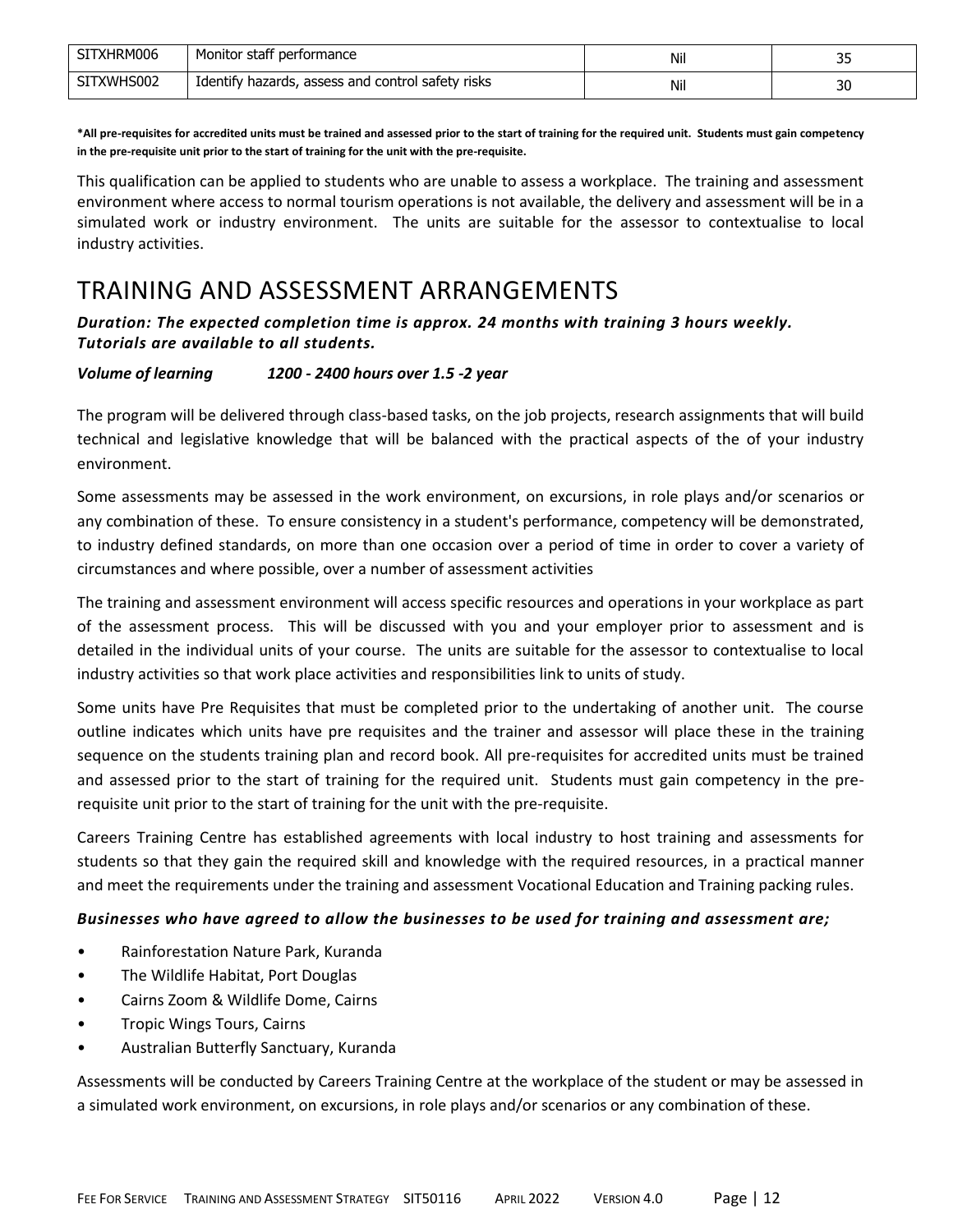| SITXHRM006 | Monitor staff performance | Nil | 35 |
|---|---|---|---|
| SITXWHS002 | Identify hazards, assess and control safety risks | Nil | 30 |

**\*All pre-requisites for accredited units must be trained and assessed prior to the start of training for the required unit. Students must gain competency in the pre-requisite unit prior to the start of training for the unit with the pre-requisite.**

This qualification can be applied to students who are unable to assess a workplace. The training and assessment environment where access to normal tourism operations is not available, the delivery and assessment will be in a simulated work or industry environment. The units are suitable for the assessor to contextualise to local industry activities.

# TRAINING AND ASSESSMENT ARRANGEMENTS

***Duration: The expected completion time is approx. 24 months with training 3 hours weekly. Tutorials are available to all students.***

***Volume of learning 1200 - 2400 hours over 1.5 -2 year***

The program will be delivered through class-based tasks, on the job projects, research assignments that will build technical and legislative knowledge that will be balanced with the practical aspects of the of your industry environment.

Some assessments may be assessed in the work environment, on excursions, in role plays and/or scenarios or any combination of these. To ensure consistency in a student's performance, competency will be demonstrated, to industry defined standards, on more than one occasion over a period of time in order to cover a variety of circumstances and where possible, over a number of assessment activities

The training and assessment environment will access specific resources and operations in your workplace as part of the assessment process. This will be discussed with you and your employer prior to assessment and is detailed in the individual units of your course. The units are suitable for the assessor to contextualise to local industry activities so that work place activities and responsibilities link to units of study.

Some units have Pre Requisites that must be completed prior to the undertaking of another unit. The course outline indicates which units have pre requisites and the trainer and assessor will place these in the training sequence on the students training plan and record book. All pre-requisites for accredited units must be trained and assessed prior to the start of training for the required unit. Students must gain competency in the pre-requisite unit prior to the start of training for the unit with the pre-requisite.

Careers Training Centre has established agreements with local industry to host training and assessments for students so that they gain the required skill and knowledge with the required resources, in a practical manner and meet the requirements under the training and assessment Vocational Education and Training packing rules.

***Businesses who have agreed to allow the businesses to be used for training and assessment are;***

- Rainforestation Nature Park, Kuranda
- The Wildlife Habitat, Port Douglas
- Cairns Zoom & Wildlife Dome, Cairns
- Tropic Wings Tours, Cairns
- Australian Butterfly Sanctuary, Kuranda

Assessments will be conducted by Careers Training Centre at the workplace of the student or may be assessed in a simulated work environment, on excursions, in role plays and/or scenarios or any combination of these.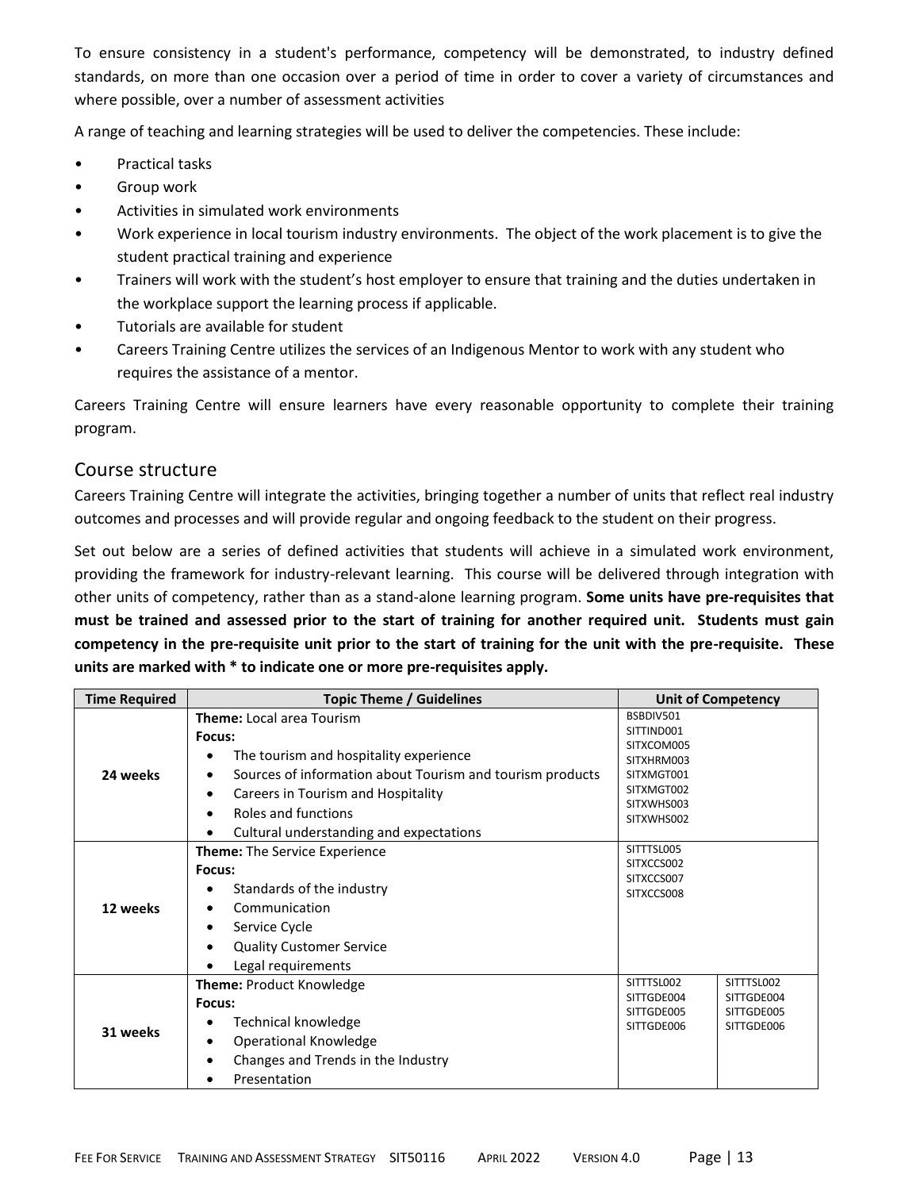To ensure consistency in a student's performance, competency will be demonstrated, to industry defined standards, on more than one occasion over a period of time in order to cover a variety of circumstances and where possible, over a number of assessment activities

A range of teaching and learning strategies will be used to deliver the competencies. These include:

- Practical tasks
- Group work
- Activities in simulated work environments
- Work experience in local tourism industry environments. The object of the work placement is to give the student practical training and experience
- Trainers will work with the student's host employer to ensure that training and the duties undertaken in the workplace support the learning process if applicable.
- Tutorials are available for student
- Careers Training Centre utilizes the services of an Indigenous Mentor to work with any student who requires the assistance of a mentor.

Careers Training Centre will ensure learners have every reasonable opportunity to complete their training program.

## Course structure

Careers Training Centre will integrate the activities, bringing together a number of units that reflect real industry outcomes and processes and will provide regular and ongoing feedback to the student on their progress.

Set out below are a series of defined activities that students will achieve in a simulated work environment, providing the framework for industry-relevant learning. This course will be delivered through integration with other units of competency, rather than as a stand-alone learning program. **Some units have pre-requisites that must be trained and assessed prior to the start of training for another required unit. Students must gain competency in the pre-requisite unit prior to the start of training for the unit with the pre-requisite. These units are marked with * to indicate one or more pre-requisites apply.**

| Time Required | Topic Theme / Guidelines | Unit of Competency | |
|---|---|---|---|
| 24 weeks | **Theme:** Local area Tourism<br>**Focus:**<br>• The tourism and hospitality experience<br>• Sources of information about Tourism and tourism products<br>• Careers in Tourism and Hospitality<br>• Roles and functions<br>• Cultural understanding and expectations | BSBDIV501<br>SITTIND001<br>SITXCOM005<br>SITXHRM003<br>SITXMGT001<br>SITXMGT002<br>SITXWHS003<br>SITXWHS002 | |
| 12 weeks | **Theme:** The Service Experience<br>**Focus:**<br>• Standards of the industry<br>• Communication<br>• Service Cycle<br>• Quality Customer Service<br>• Legal requirements | SITTTSL005<br>SITXCCS002<br>SITXCCS007<br>SITXCCS008 | |
| 31 weeks | **Theme:** Product Knowledge<br>**Focus:**<br>• Technical knowledge<br>• Operational Knowledge<br>• Changes and Trends in the Industry<br>• Presentation | SITTTSL002<br>SITTGDE004<br>SITTGDE005<br>SITTGDE006 | SITTTSL002<br>SITTGDE004<br>SITTGDE005<br>SITTGDE006 |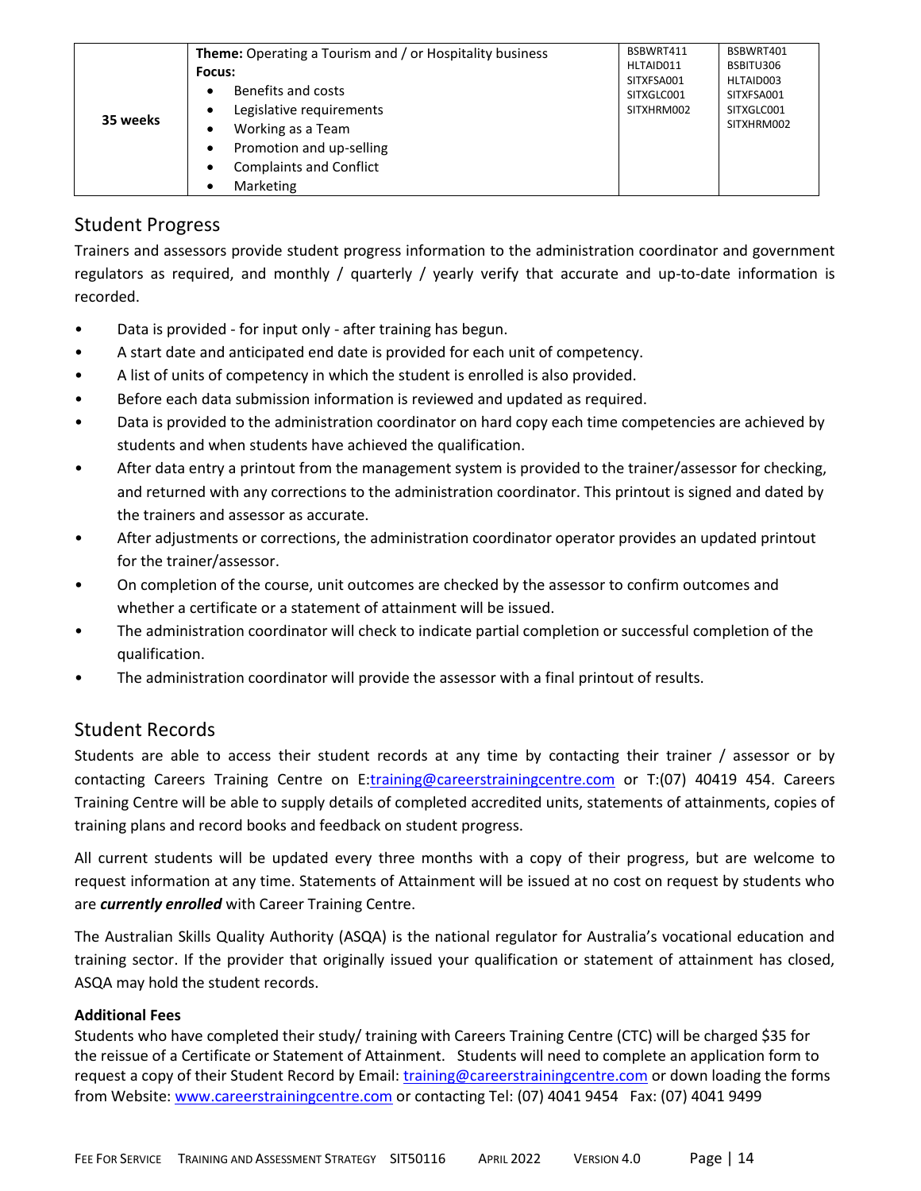| 35 weeks | **Theme:** Operating a Tourism and / or Hospitality business<br>**Focus:**<br>• Benefits and costs<br>• Legislative requirements<br>• Working as a Team<br>• Promotion and up-selling<br>• Complaints and Conflict<br>• Marketing | BSBWRT411<br>HLTAID011<br>SITXFSA001<br>SITXGLC001<br>SITXHRM002 | BSBWRT401<br>BSBITU306<br>HLTAID003<br>SITXFSA001<br>SITXGLC001<br>SITXHRM002 |
|---|---|---|---|

## Student Progress

Trainers and assessors provide student progress information to the administration coordinator and government regulators as required, and monthly / quarterly / yearly verify that accurate and up-to-date information is recorded.

- Data is provided - for input only - after training has begun.
- A start date and anticipated end date is provided for each unit of competency.
- A list of units of competency in which the student is enrolled is also provided.
- Before each data submission information is reviewed and updated as required.
- Data is provided to the administration coordinator on hard copy each time competencies are achieved by students and when students have achieved the qualification.
- After data entry a printout from the management system is provided to the trainer/assessor for checking, and returned with any corrections to the administration coordinator. This printout is signed and dated by the trainers and assessor as accurate.
- After adjustments or corrections, the administration coordinator operator provides an updated printout for the trainer/assessor.
- On completion of the course, unit outcomes are checked by the assessor to confirm outcomes and whether a certificate or a statement of attainment will be issued.
- The administration coordinator will check to indicate partial completion or successful completion of the qualification.
- The administration coordinator will provide the assessor with a final printout of results.

## Student Records

Students are able to access their student records at any time by contacting their trainer / assessor or by contacting Careers Training Centre on E:training@careerstrainingcentre.com or T:(07) 40419 454. Careers Training Centre will be able to supply details of completed accredited units, statements of attainments, copies of training plans and record books and feedback on student progress.

All current students will be updated every three months with a copy of their progress, but are welcome to request information at any time. Statements of Attainment will be issued at no cost on request by students who are ***currently enrolled*** with Career Training Centre.

The Australian Skills Quality Authority (ASQA) is the national regulator for Australia's vocational education and training sector. If the provider that originally issued your qualification or statement of attainment has closed, ASQA may hold the student records.

**Additional Fees**

Students who have completed their study/ training with Careers Training Centre (CTC) will be charged $35 for the reissue of a Certificate or Statement of Attainment. Students will need to complete an application form to request a copy of their Student Record by Email: training@careerstrainingcentre.com or down loading the forms from Website: www.careerstrainingcentre.com or contacting Tel: (07) 4041 9454 Fax: (07) 4041 9499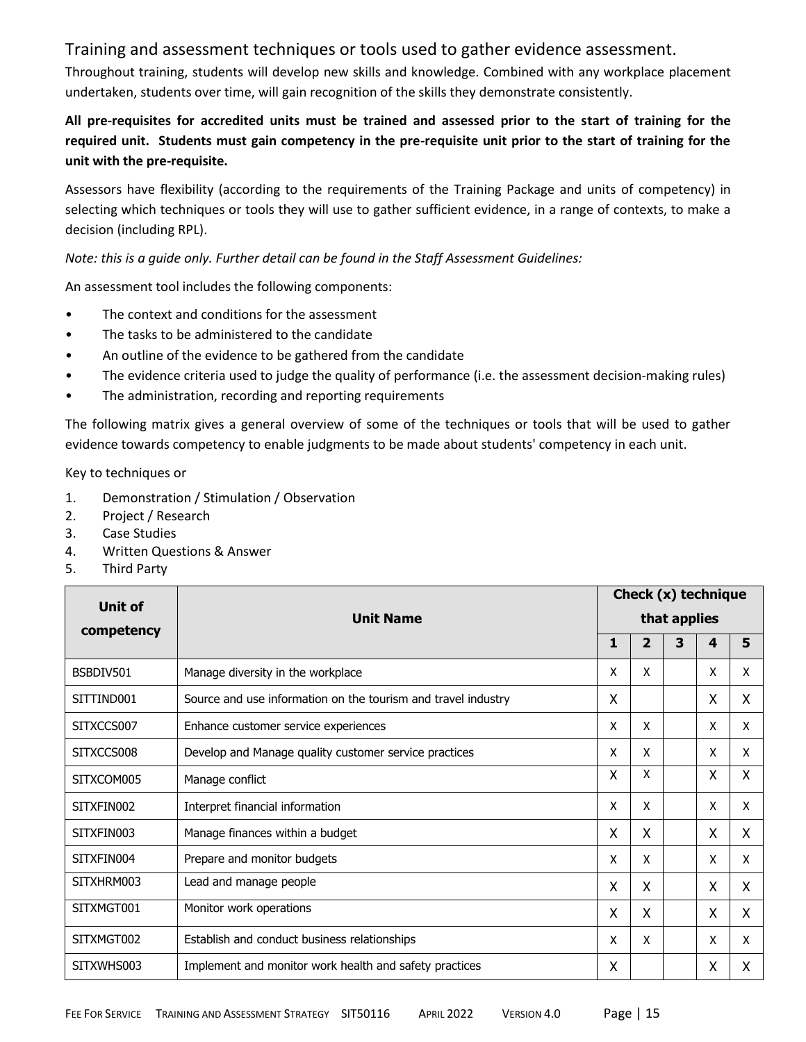## Training and assessment techniques or tools used to gather evidence assessment.

Throughout training, students will develop new skills and knowledge. Combined with any workplace placement undertaken, students over time, will gain recognition of the skills they demonstrate consistently.

**All pre-requisites for accredited units must be trained and assessed prior to the start of training for the required unit. Students must gain competency in the pre-requisite unit prior to the start of training for the unit with the pre-requisite.**

Assessors have flexibility (according to the requirements of the Training Package and units of competency) in selecting which techniques or tools they will use to gather sufficient evidence, in a range of contexts, to make a decision (including RPL).

*Note: this is a guide only. Further detail can be found in the Staff Assessment Guidelines:*

An assessment tool includes the following components:

- The context and conditions for the assessment
- The tasks to be administered to the candidate
- An outline of the evidence to be gathered from the candidate
- The evidence criteria used to judge the quality of performance (i.e. the assessment decision-making rules)
- The administration, recording and reporting requirements

The following matrix gives a general overview of some of the techniques or tools that will be used to gather evidence towards competency to enable judgments to be made about students' competency in each unit.

Key to techniques or

1. Demonstration / Stimulation / Observation
2. Project / Research
3. Case Studies
4. Written Questions & Answer
5. Third Party

| Unit of competency | Unit Name | Check (x) technique that applies | | | | |
|---|---|---|---|---|---|---|
| | | **1** | **2** | **3** | **4** | **5** |
| BSBDIV501 | Manage diversity in the workplace | X | X | | X | X |
| SITTIND001 | Source and use information on the tourism and travel industry | X | | | X | X |
| SITXCCS007 | Enhance customer service experiences | X | X | | X | X |
| SITXCCS008 | Develop and Manage quality customer service practices | X | X | | X | X |
| SITXCOM005 | Manage conflict | X | X | | X | X |
| SITXFIN002 | Interpret financial information | X | X | | X | X |
| SITXFIN003 | Manage finances within a budget | X | X | | X | X |
| SITXFIN004 | Prepare and monitor budgets | X | X | | X | X |
| SITXHRM003 | Lead and manage people | X | X | | X | X |
| SITXMGT001 | Monitor work operations | X | X | | X | X |
| SITXMGT002 | Establish and conduct business relationships | X | X | | X | X |
| SITXWHS003 | Implement and monitor work health and safety practices | X | | | X | X |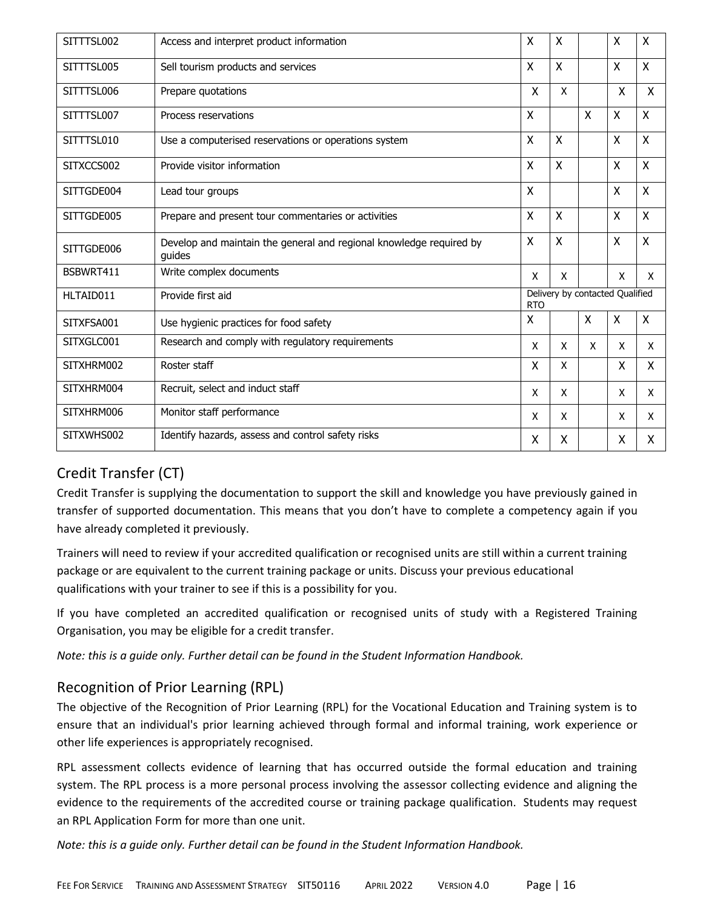| SITTTSL002 | Access and interpret product information | X | X | | X | X |
|---|---|---|---|---|---|---|
| SITTTSL005 | Sell tourism products and services | X | X | | X | X |
| SITTTSL006 | Prepare quotations | X | X | | X | X |
| SITTTSL007 | Process reservations | X | | X | X | X |
| SITTTSL010 | Use a computerised reservations or operations system | X | X | | X | X |
| SITXCCS002 | Provide visitor information | X | X | | X | X |
| SITTGDE004 | Lead tour groups | X | | | X | X |
| SITTGDE005 | Prepare and present tour commentaries or activities | X | X | | X | X |
| SITTGDE006 | Develop and maintain the general and regional knowledge required by guides | X | X | | X | X |
| BSBWRT411 | Write complex documents | X | X | | X | X |
| HLTAID011 | Provide first aid | Delivery by contacted Qualified RTO | | | | |
| SITXFSA001 | Use hygienic practices for food safety | X | | X | X | X |
| SITXGLC001 | Research and comply with regulatory requirements | X | X | X | X | X |
| SITXHRM002 | Roster staff | X | X | | X | X |
| SITXHRM004 | Recruit, select and induct staff | X | X | | X | X |
| SITXHRM006 | Monitor staff performance | X | X | | X | X |
| SITXWHS002 | Identify hazards, assess and control safety risks | X | X | | X | X |

## Credit Transfer (CT)

Credit Transfer is supplying the documentation to support the skill and knowledge you have previously gained in transfer of supported documentation. This means that you don't have to complete a competency again if you have already completed it previously.

Trainers will need to review if your accredited qualification or recognised units are still within a current training package or are equivalent to the current training package or units. Discuss your previous educational qualifications with your trainer to see if this is a possibility for you.

If you have completed an accredited qualification or recognised units of study with a Registered Training Organisation, you may be eligible for a credit transfer.

*Note: this is a guide only. Further detail can be found in the Student Information Handbook.*

## Recognition of Prior Learning (RPL)

The objective of the Recognition of Prior Learning (RPL) for the Vocational Education and Training system is to ensure that an individual's prior learning achieved through formal and informal training, work experience or other life experiences is appropriately recognised.

RPL assessment collects evidence of learning that has occurred outside the formal education and training system. The RPL process is a more personal process involving the assessor collecting evidence and aligning the evidence to the requirements of the accredited course or training package qualification. Students may request an RPL Application Form for more than one unit.

*Note: this is a guide only. Further detail can be found in the Student Information Handbook.*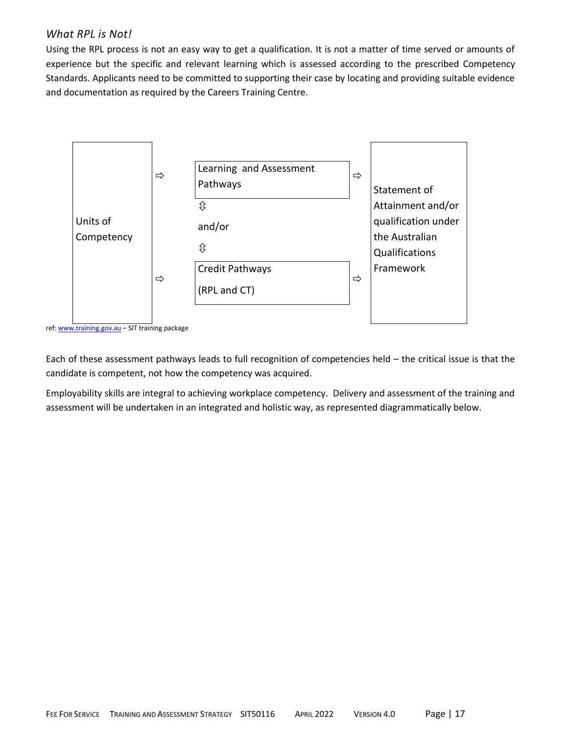### *What RPL is Not!*

Using the RPL process is not an easy way to get a qualification. It is not a matter of time served or amounts of experience but the specific and relevant learning which is assessed according to the prescribed Competency Standards. Applicants need to be committed to supporting their case by locating and providing suitable evidence and documentation as required by the Careers Training Centre.

| Units of Competency | ⇨ | Learning and Assessment Pathways | ⇨ | Statement of Attainment and/or qualification under the Australian Qualifications Framework |
|---|---|---|---|---|
| | | ⇳ and/or ⇳ | | |
| | ⇨ | Credit Pathways (RPL and CT) | ⇨ | |

ref: www.training.gov.au – SIT training package

Each of these assessment pathways leads to full recognition of competencies held – the critical issue is that the candidate is competent, not how the competency was acquired.

Employability skills are integral to achieving workplace competency. Delivery and assessment of the training and assessment will be undertaken in an integrated and holistic way, as represented diagrammatically below.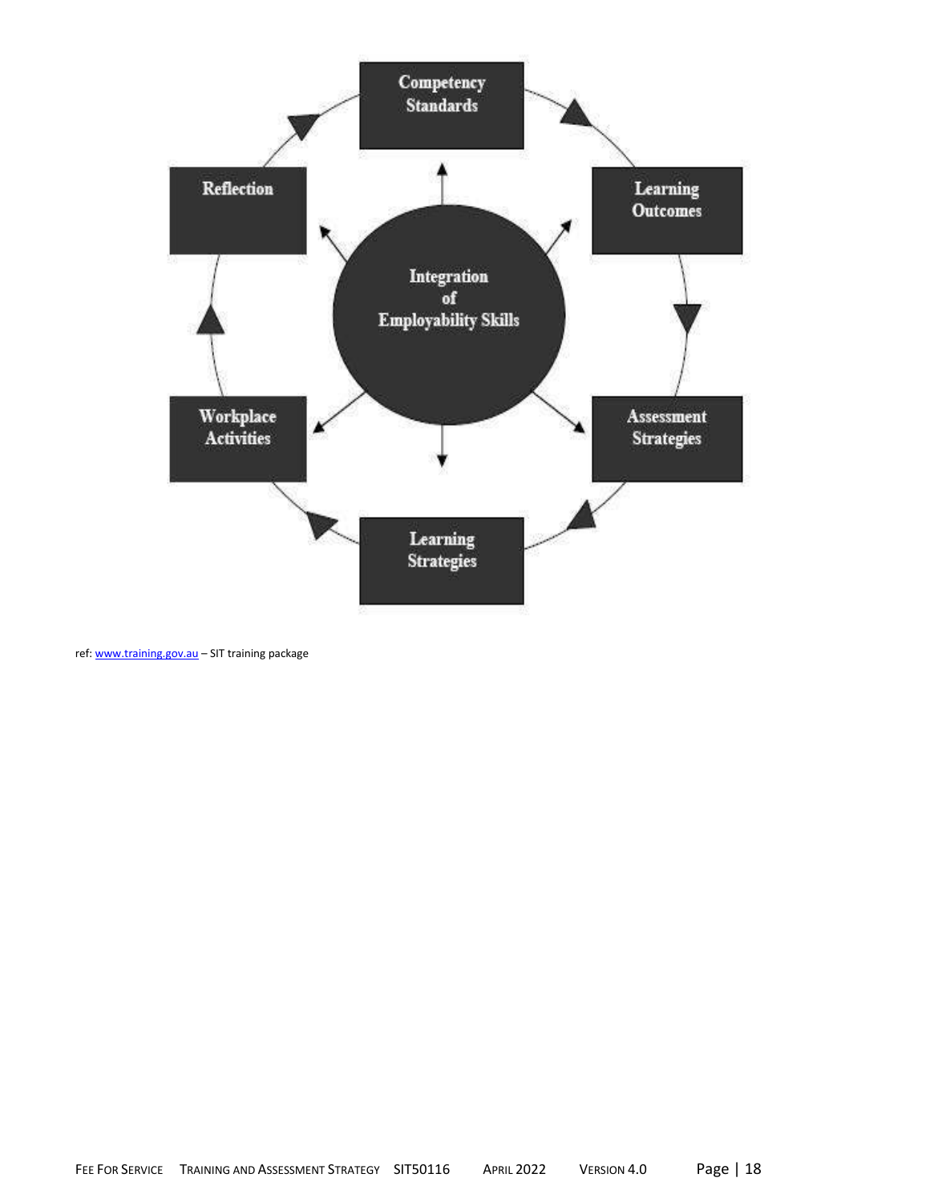Competency Standards

Learning Outcomes

Assessment Strategies

Learning Strategies

Workplace Activities

Reflection

Integration of Employability Skills

ref: www.training.gov.au – SIT training package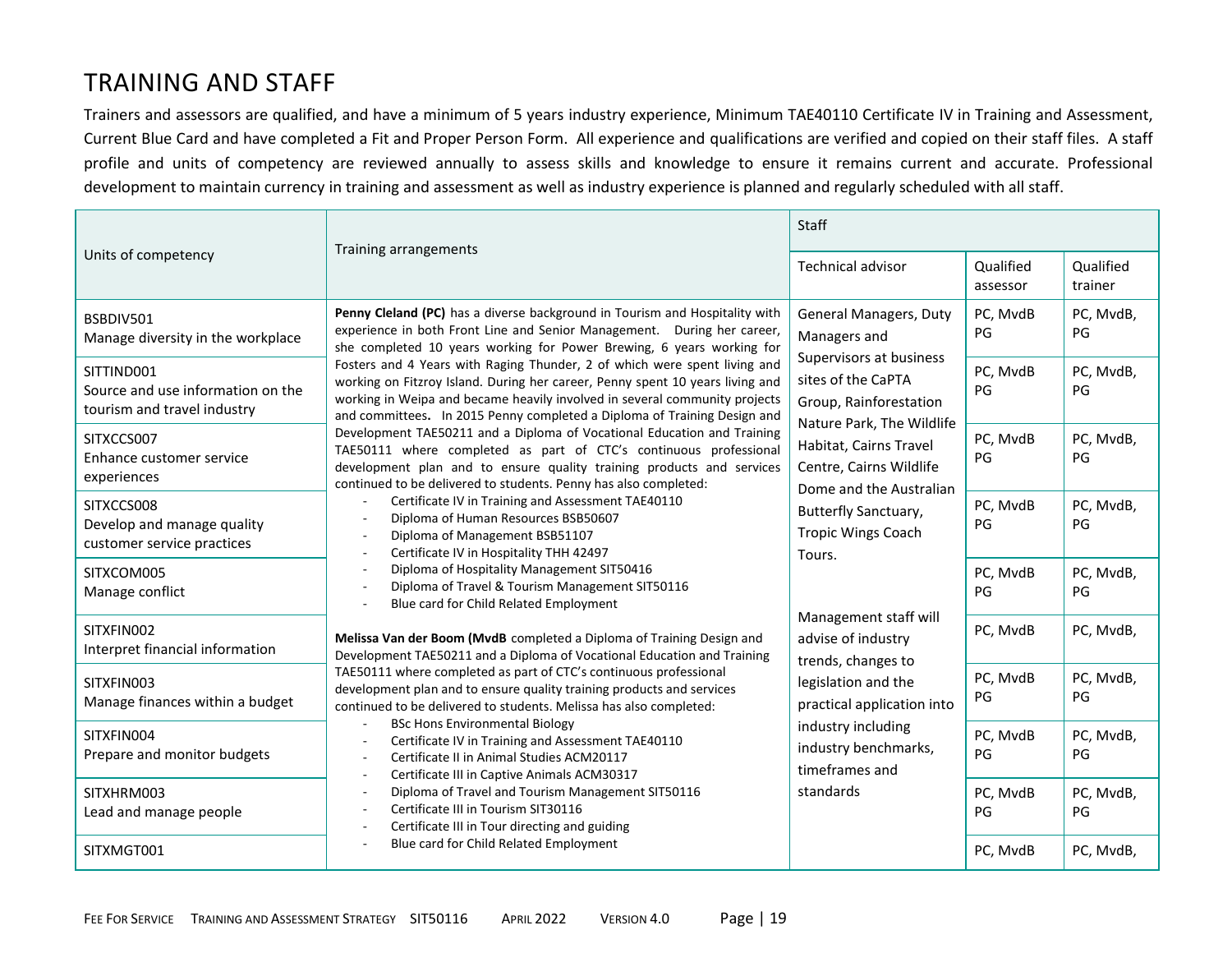# TRAINING AND STAFF

Trainers and assessors are qualified, and have a minimum of 5 years industry experience, Minimum TAE40110 Certificate IV in Training and Assessment, Current Blue Card and have completed a Fit and Proper Person Form. All experience and qualifications are verified and copied on their staff files. A staff profile and units of competency are reviewed annually to assess skills and knowledge to ensure it remains current and accurate. Professional development to maintain currency in training and assessment as well as industry experience is planned and regularly scheduled with all staff.

| Units of competency | Training arrangements | Staff | | |
|---|---|---|---|---|
| | | Technical advisor | Qualified assessor | Qualified trainer |
| BSBDIV501<br>Manage diversity in the workplace | **Penny Cleland (PC)** has a diverse background in Tourism and Hospitality with experience in both Front Line and Senior Management. During her career, she completed 10 years working for Power Brewing, 6 years working for Fosters and 4 Years with Raging Thunder, 2 of which were spent living and working on Fitzroy Island. During her career, Penny spent 10 years living and working in Weipa and became heavily involved in several community projects and committees**.** In 2015 Penny completed a Diploma of Training Design and Development TAE50211 and a Diploma of Vocational Education and Training TAE50111 where completed as part of CTC's continuous professional development plan and to ensure quality training products and services continued to be delivered to students. Penny has also completed:<br>- Certificate IV in Training and Assessment TAE40110<br>- Diploma of Human Resources BSB50607<br>- Diploma of Management BSB51107<br>- Certificate IV in Hospitality THH 42497<br>- Diploma of Hospitality Management SIT50416<br>- Diploma of Travel & Tourism Management SIT50116<br>- Blue card for Child Related Employment<br><br>**Melissa Van der Boom (MvdB** completed a Diploma of Training Design and Development TAE50211 and a Diploma of Vocational Education and Training TAE50111 where completed as part of CTC's continuous professional development plan and to ensure quality training products and services continued to be delivered to students. Melissa has also completed:<br>- BSc Hons Environmental Biology<br>- Certificate IV in Training and Assessment TAE40110<br>- Certificate II in Animal Studies ACM20117<br>- Certificate III in Captive Animals ACM30317<br>- Diploma of Travel and Tourism Management SIT50116<br>- Certificate III in Tourism SIT30116<br>- Certificate III in Tour directing and guiding<br>- Blue card for Child Related Employment | General Managers, Duty Managers and Supervisors at business sites of the CaPTA Group, Rainforestation Nature Park, The Wildlife Habitat, Cairns Travel Centre, Cairns Wildlife Dome and the Australian Butterfly Sanctuary, Tropic Wings Coach Tours.<br><br>Management staff will advise of industry trends, changes to legislation and the practical application into industry including industry benchmarks, timeframes and standards | PC, MvdB PG | PC, MvdB, PG |
| SITTIND001<br>Source and use information on the tourism and travel industry | | | PC, MvdB PG | PC, MvdB, PG |
| SITXCCS007<br>Enhance customer service experiences | | | PC, MvdB PG | PC, MvdB, PG |
| SITXCCS008<br>Develop and manage quality customer service practices | | | PC, MvdB PG | PC, MvdB, PG |
| SITXCOM005<br>Manage conflict | | | PC, MvdB PG | PC, MvdB, PG |
| SITXFIN002<br>Interpret financial information | | | PC, MvdB | PC, MvdB, |
| SITXFIN003<br>Manage finances within a budget | | | PC, MvdB PG | PC, MvdB, PG |
| SITXFIN004<br>Prepare and monitor budgets | | | PC, MvdB PG | PC, MvdB, PG |
| SITXHRM003<br>Lead and manage people | | | PC, MvdB PG | PC, MvdB, PG |
| SITXMGT001 | | | PC, MvdB | PC, MvdB, |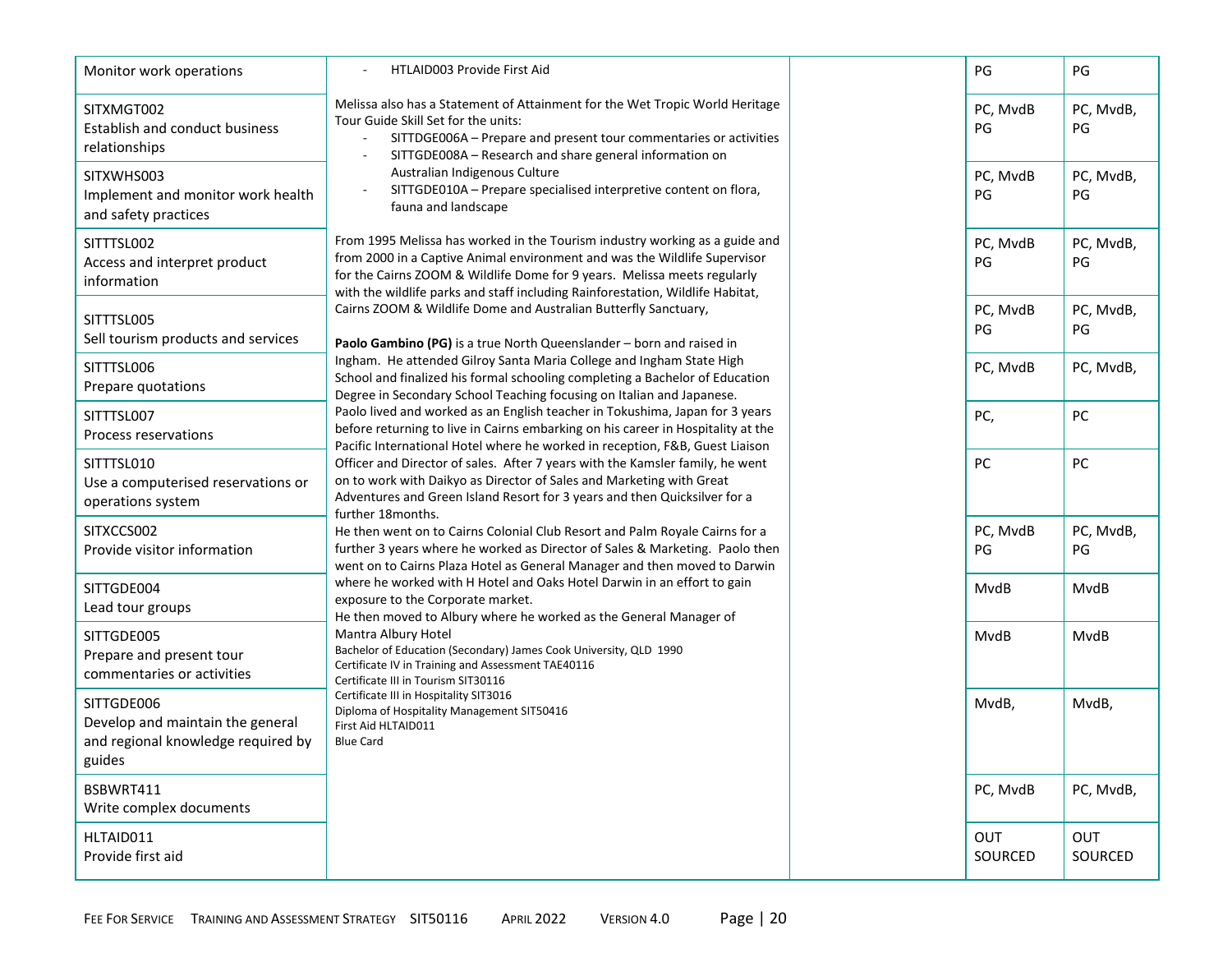| | | | | |
|---|---|---|---|---|
| Monitor work operations | - HTLAID003 Provide First Aid<br><br>Melissa also has a Statement of Attainment for the Wet Tropic World Heritage Tour Guide Skill Set for the units:<br>- SITTDGE006A – Prepare and present tour commentaries or activities<br>- SITTGDE008A – Research and share general information on Australian Indigenous Culture<br>- SITTGDE010A – Prepare specialised interpretive content on flora, fauna and landscape<br><br>From 1995 Melissa has worked in the Tourism industry working as a guide and from 2000 in a Captive Animal environment and was the Wildlife Supervisor for the Cairns ZOOM & Wildlife Dome for 9 years. Melissa meets regularly with the wildlife parks and staff including Rainforestation, Wildlife Habitat, Cairns ZOOM & Wildlife Dome and Australian Butterfly Sanctuary,<br><br>**Paolo Gambino (PG)** is a true North Queenslander – born and raised in Ingham. He attended Gilroy Santa Maria College and Ingham State High School and finalized his formal schooling completing a Bachelor of Education Degree in Secondary School Teaching focusing on Italian and Japanese. Paolo lived and worked as an English teacher in Tokushima, Japan for 3 years before returning to live in Cairns embarking on his career in Hospitality at the Pacific International Hotel where he worked in reception, F&B, Guest Liaison Officer and Director of sales. After 7 years with the Kamsler family, he went on to work with Daikyo as Director of Sales and Marketing with Great Adventures and Green Island Resort for 3 years and then Quicksilver for a further 18months.<br>He then went on to Cairns Colonial Club Resort and Palm Royale Cairns for a further 3 years where he worked as Director of Sales & Marketing. Paolo then went on to Cairns Plaza Hotel as General Manager and then moved to Darwin where he worked with H Hotel and Oaks Hotel Darwin in an effort to gain exposure to the Corporate market.<br>He then moved to Albury where he worked as the General Manager of Mantra Albury Hotel<br>Bachelor of Education (Secondary) James Cook University, QLD 1990<br>Certificate IV in Training and Assessment TAE40116<br>Certificate III in Tourism SIT30116<br>Certificate III in Hospitality SIT3016<br>Diploma of Hospitality Management SIT50416<br>First Aid HLTAID011<br>Blue Card | | PG | PG |
| SITXMGT002<br>Establish and conduct business relationships | | | PC, MvdB PG | PC, MvdB, PG |
| SITXWHS003<br>Implement and monitor work health and safety practices | | | PC, MvdB PG | PC, MvdB, PG |
| SITTTSL002<br>Access and interpret product information | | | PC, MvdB PG | PC, MvdB, PG |
| SITTTSL005<br>Sell tourism products and services | | | PC, MvdB PG | PC, MvdB, PG |
| SITTTSL006<br>Prepare quotations | | | PC, MvdB | PC, MvdB, |
| SITTTSL007<br>Process reservations | | | PC, | PC |
| SITTTSL010<br>Use a computerised reservations or operations system | | | PC | PC |
| SITXCCS002<br>Provide visitor information | | | PC, MvdB PG | PC, MvdB, PG |
| SITTGDE004<br>Lead tour groups | | | MvdB | MvdB |
| SITTGDE005<br>Prepare and present tour commentaries or activities | | | MvdB | MvdB |
| SITTGDE006<br>Develop and maintain the general and regional knowledge required by guides | | | MvdB, | MvdB, |
| BSBWRT411<br>Write complex documents | | | PC, MvdB | PC, MvdB, |
| HLTAID011<br>Provide first aid | | | OUT SOURCED | OUT SOURCED |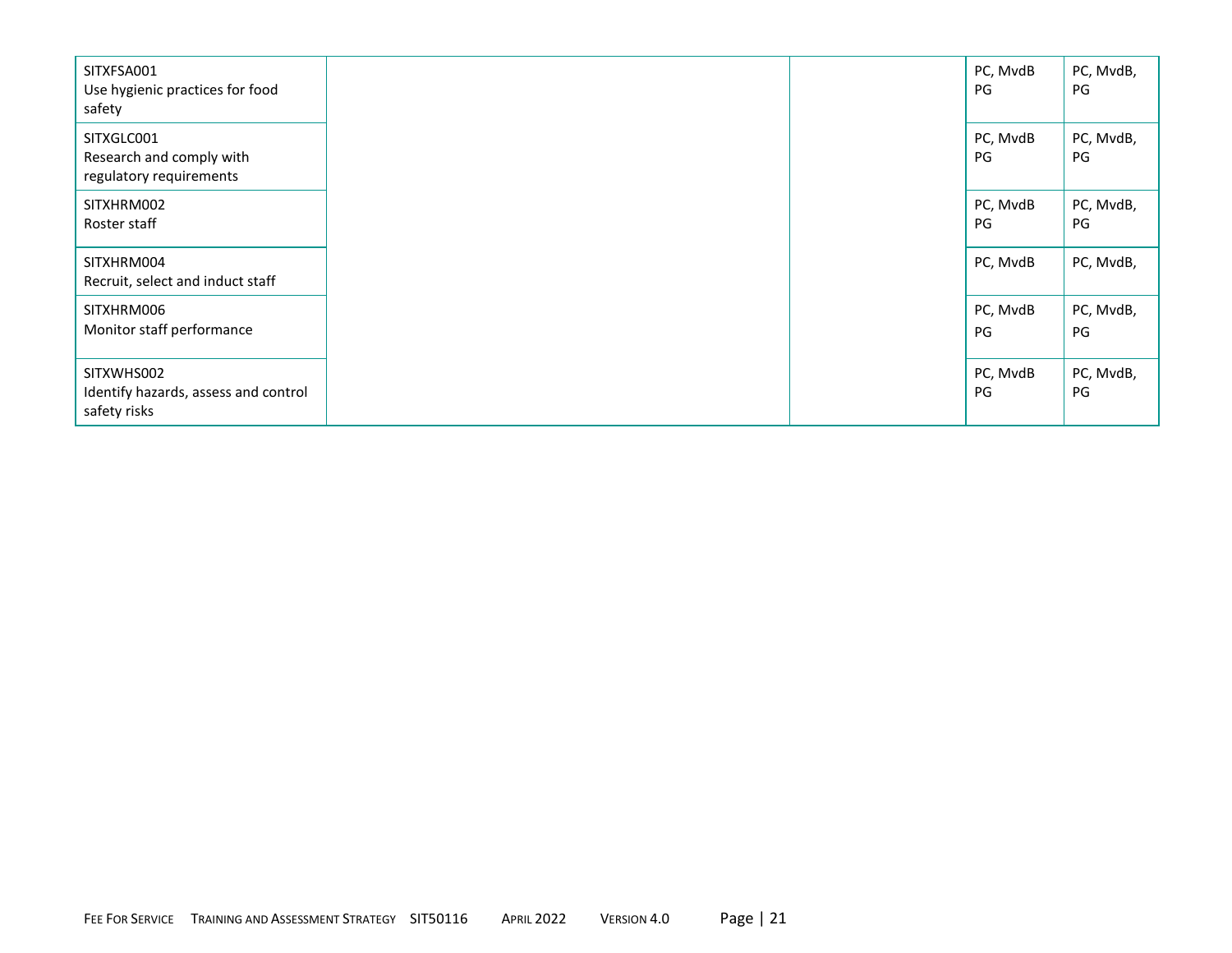| | | | | |
|---|---|---|---|---|
| SITXFSA001<br>Use hygienic practices for food safety | | | PC, MvdB<br>PG | PC, MvdB,<br>PG |
| SITXGLC001<br>Research and comply with regulatory requirements | | | PC, MvdB<br>PG | PC, MvdB,<br>PG |
| SITXHRM002<br>Roster staff | | | PC, MvdB<br>PG | PC, MvdB,<br>PG |
| SITXHRM004<br>Recruit, select and induct staff | | | PC, MvdB | PC, MvdB, |
| SITXHRM006<br>Monitor staff performance | | | PC, MvdB<br>PG | PC, MvdB,<br>PG |
| SITXWHS002<br>Identify hazards, assess and control safety risks | | | PC, MvdB<br>PG | PC, MvdB,<br>PG |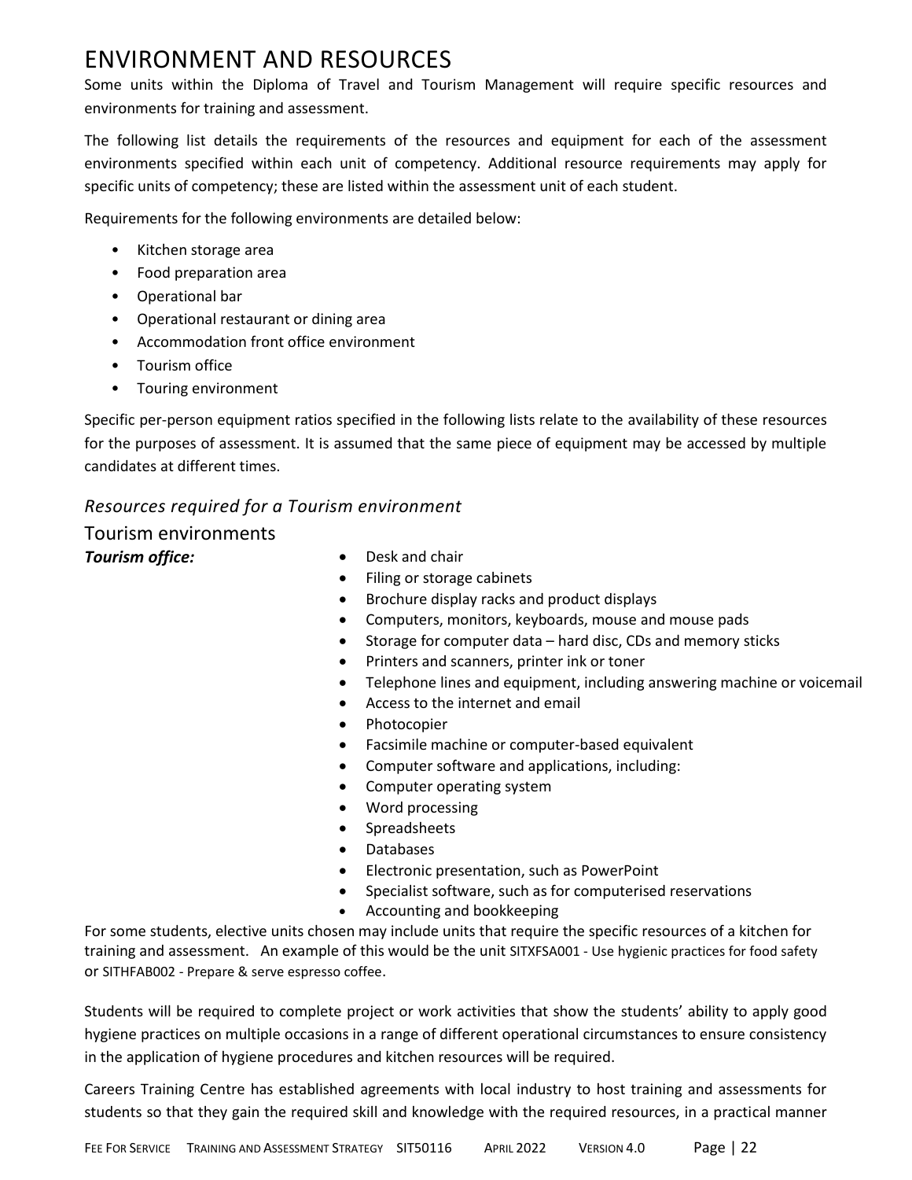# ENVIRONMENT AND RESOURCES

Some units within the Diploma of Travel and Tourism Management will require specific resources and environments for training and assessment.

The following list details the requirements of the resources and equipment for each of the assessment environments specified within each unit of competency. Additional resource requirements may apply for specific units of competency; these are listed within the assessment unit of each student.

Requirements for the following environments are detailed below:

- Kitchen storage area
- Food preparation area
- Operational bar
- Operational restaurant or dining area
- Accommodation front office environment
- Tourism office
- Touring environment

Specific per-person equipment ratios specified in the following lists relate to the availability of these resources for the purposes of assessment. It is assumed that the same piece of equipment may be accessed by multiple candidates at different times.

### *Resources required for a Tourism environment*

## Tourism environments

***Tourism office:***

- Desk and chair
- Filing or storage cabinets
- Brochure display racks and product displays
- Computers, monitors, keyboards, mouse and mouse pads
- Storage for computer data – hard disc, CDs and memory sticks
- Printers and scanners, printer ink or toner
- Telephone lines and equipment, including answering machine or voicemail
- Access to the internet and email
- Photocopier
- Facsimile machine or computer-based equivalent
- Computer software and applications, including:
- Computer operating system
- Word processing
- Spreadsheets
- Databases
- Electronic presentation, such as PowerPoint
- Specialist software, such as for computerised reservations
- Accounting and bookkeeping

For some students, elective units chosen may include units that require the specific resources of a kitchen for training and assessment. An example of this would be the unit SITXFSA001 - Use hygienic practices for food safety or SITHFAB002 - Prepare & serve espresso coffee.

Students will be required to complete project or work activities that show the students' ability to apply good hygiene practices on multiple occasions in a range of different operational circumstances to ensure consistency in the application of hygiene procedures and kitchen resources will be required.

Careers Training Centre has established agreements with local industry to host training and assessments for students so that they gain the required skill and knowledge with the required resources, in a practical manner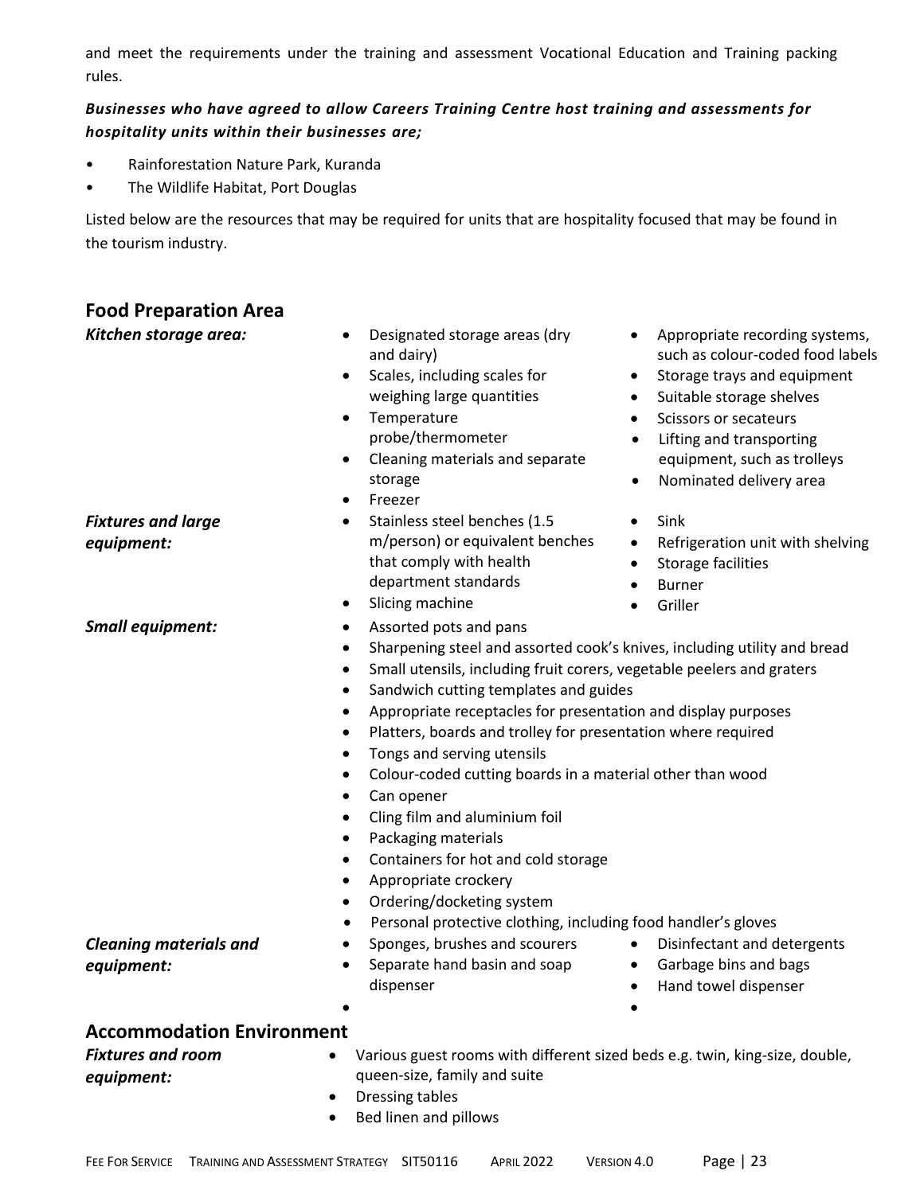and meet the requirements under the training and assessment Vocational Education and Training packing rules.

***Businesses who have agreed to allow Careers Training Centre host training and assessments for hospitality units within their businesses are;***

- Rainforestation Nature Park, Kuranda
- The Wildlife Habitat, Port Douglas

Listed below are the resources that may be required for units that are hospitality focused that may be found in the tourism industry.

## Food Preparation Area

***Kitchen storage area:***

- Designated storage areas (dry and dairy)
- Scales, including scales for weighing large quantities
- Temperature probe/thermometer
- Cleaning materials and separate storage
- Freezer
- Appropriate recording systems, such as colour-coded food labels
- Storage trays and equipment
- Suitable storage shelves
- Scissors or secateurs
- Lifting and transporting equipment, such as trolleys
- Nominated delivery area

***Fixtures and large equipment:***

- Stainless steel benches (1.5 m/person) or equivalent benches that comply with health department standards
- Slicing machine
- Sink
- Refrigeration unit with shelving
- Storage facilities
- Burner
- Griller

***Small equipment:***

- Assorted pots and pans
- Sharpening steel and assorted cook's knives, including utility and bread
- Small utensils, including fruit corers, vegetable peelers and graters
- Sandwich cutting templates and guides
- Appropriate receptacles for presentation and display purposes
- Platters, boards and trolley for presentation where required
- Tongs and serving utensils
- Colour-coded cutting boards in a material other than wood
- Can opener
- Cling film and aluminium foil
- Packaging materials
- Containers for hot and cold storage
- Appropriate crockery
- Ordering/docketing system
- Personal protective clothing, including food handler's gloves

***Cleaning materials and equipment:***

- Sponges, brushes and scourers
- Separate hand basin and soap dispenser
- Disinfectant and detergents
- Garbage bins and bags
- Hand towel dispenser

## Accommodation Environment

***Fixtures and room equipment:***

- Various guest rooms with different sized beds e.g. twin, king-size, double, queen-size, family and suite
- Dressing tables
- Bed linen and pillows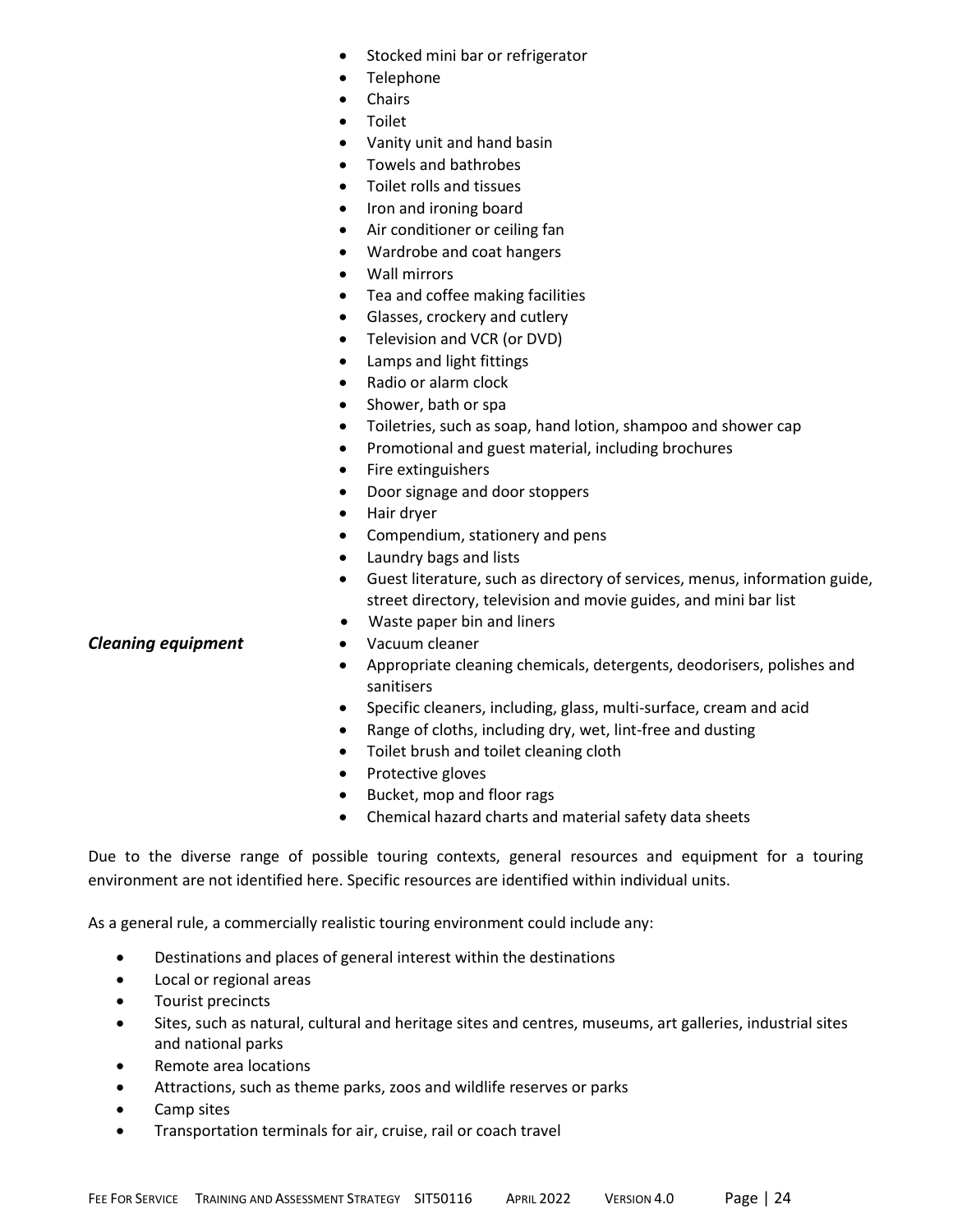- Stocked mini bar or refrigerator
- Telephone
- Chairs
- Toilet
- Vanity unit and hand basin
- Towels and bathrobes
- Toilet rolls and tissues
- Iron and ironing board
- Air conditioner or ceiling fan
- Wardrobe and coat hangers
- Wall mirrors
- Tea and coffee making facilities
- Glasses, crockery and cutlery
- Television and VCR (or DVD)
- Lamps and light fittings
- Radio or alarm clock
- Shower, bath or spa
- Toiletries, such as soap, hand lotion, shampoo and shower cap
- Promotional and guest material, including brochures
- Fire extinguishers
- Door signage and door stoppers
- Hair dryer
- Compendium, stationery and pens
- Laundry bags and lists
- Guest literature, such as directory of services, menus, information guide, street directory, television and movie guides, and mini bar list
- Waste paper bin and liners

***Cleaning equipment***

- Vacuum cleaner
- Appropriate cleaning chemicals, detergents, deodorisers, polishes and sanitisers
- Specific cleaners, including, glass, multi-surface, cream and acid
- Range of cloths, including dry, wet, lint-free and dusting
- Toilet brush and toilet cleaning cloth
- Protective gloves
- Bucket, mop and floor rags
- Chemical hazard charts and material safety data sheets

Due to the diverse range of possible touring contexts, general resources and equipment for a touring environment are not identified here. Specific resources are identified within individual units.

As a general rule, a commercially realistic touring environment could include any:

- Destinations and places of general interest within the destinations
- Local or regional areas
- Tourist precincts
- Sites, such as natural, cultural and heritage sites and centres, museums, art galleries, industrial sites and national parks
- Remote area locations
- Attractions, such as theme parks, zoos and wildlife reserves or parks
- Camp sites
- Transportation terminals for air, cruise, rail or coach travel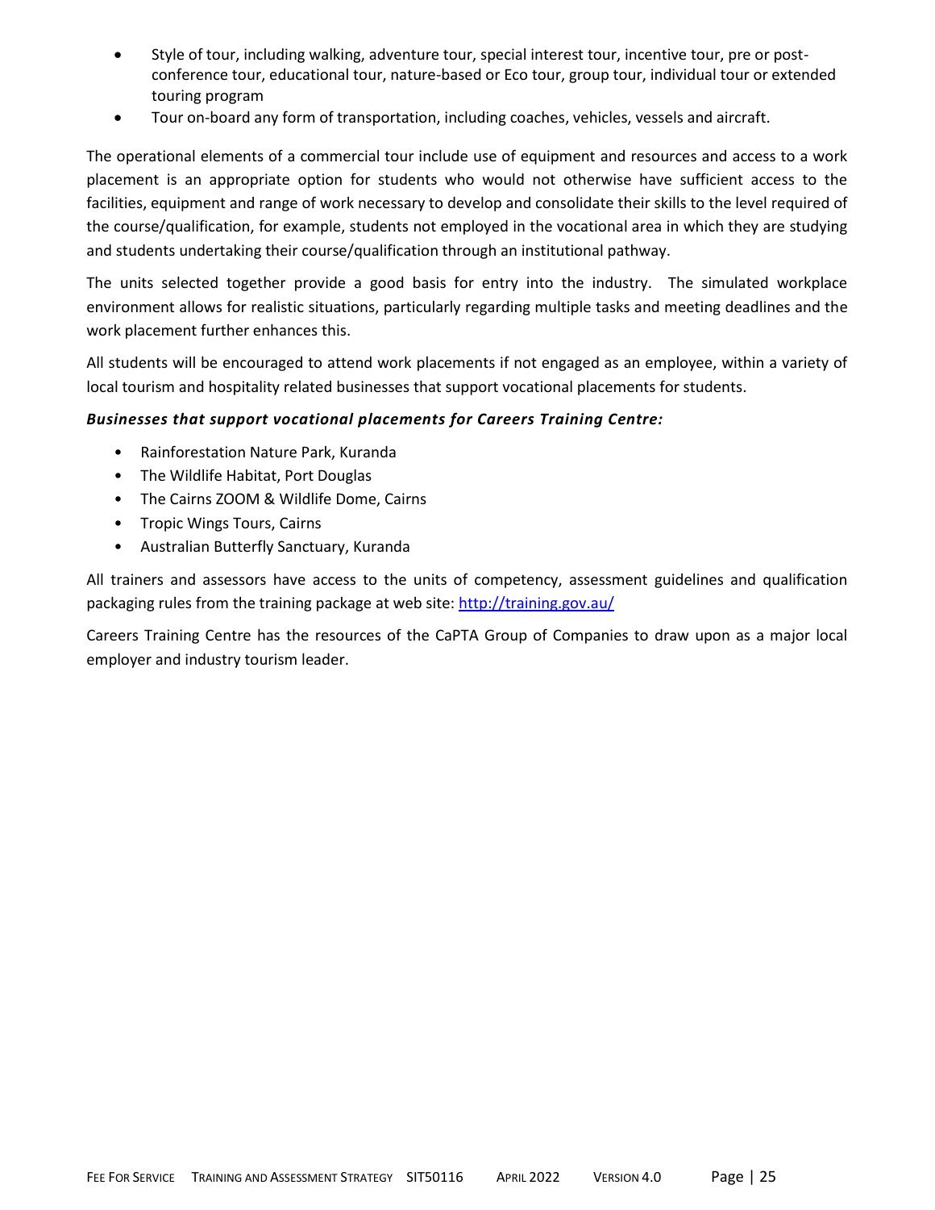- Style of tour, including walking, adventure tour, special interest tour, incentive tour, pre or post-conference tour, educational tour, nature-based or Eco tour, group tour, individual tour or extended touring program
- Tour on-board any form of transportation, including coaches, vehicles, vessels and aircraft.

The operational elements of a commercial tour include use of equipment and resources and access to a work placement is an appropriate option for students who would not otherwise have sufficient access to the facilities, equipment and range of work necessary to develop and consolidate their skills to the level required of the course/qualification, for example, students not employed in the vocational area in which they are studying and students undertaking their course/qualification through an institutional pathway.

The units selected together provide a good basis for entry into the industry. The simulated workplace environment allows for realistic situations, particularly regarding multiple tasks and meeting deadlines and the work placement further enhances this.

All students will be encouraged to attend work placements if not engaged as an employee, within a variety of local tourism and hospitality related businesses that support vocational placements for students.

***Businesses that support vocational placements for Careers Training Centre:***

- Rainforestation Nature Park, Kuranda
- The Wildlife Habitat, Port Douglas
- The Cairns ZOOM & Wildlife Dome, Cairns
- Tropic Wings Tours, Cairns
- Australian Butterfly Sanctuary, Kuranda

All trainers and assessors have access to the units of competency, assessment guidelines and qualification packaging rules from the training package at web site: http://training.gov.au/

Careers Training Centre has the resources of the CaPTA Group of Companies to draw upon as a major local employer and industry tourism leader.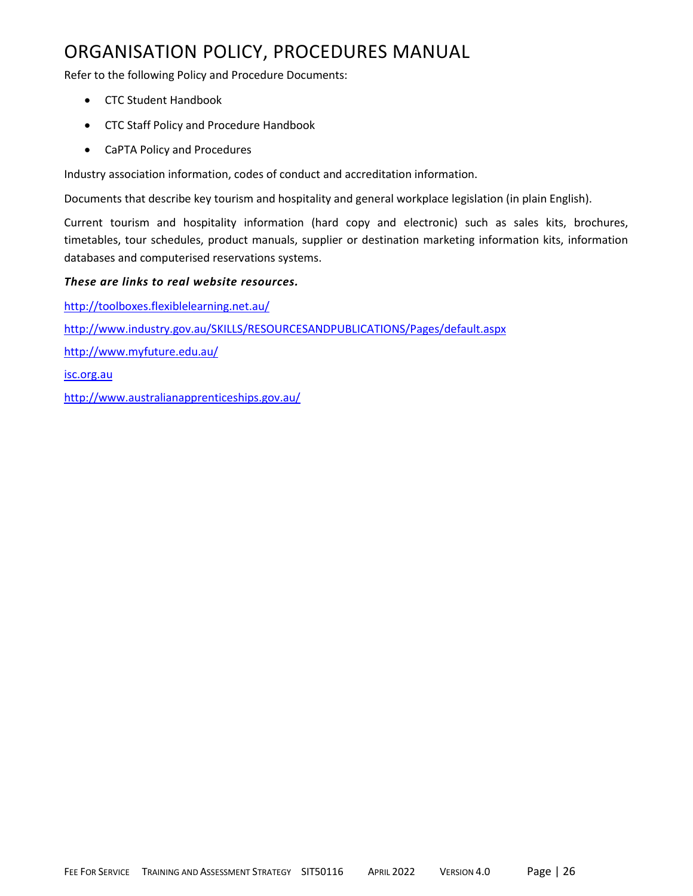# ORGANISATION POLICY, PROCEDURES MANUAL

Refer to the following Policy and Procedure Documents:

- CTC Student Handbook
- CTC Staff Policy and Procedure Handbook
- CaPTA Policy and Procedures

Industry association information, codes of conduct and accreditation information.

Documents that describe key tourism and hospitality and general workplace legislation (in plain English).

Current tourism and hospitality information (hard copy and electronic) such as sales kits, brochures, timetables, tour schedules, product manuals, supplier or destination marketing information kits, information databases and computerised reservations systems.

***These are links to real website resources.***

http://toolboxes.flexiblelearning.net.au/

http://www.industry.gov.au/SKILLS/RESOURCESANDPUBLICATIONS/Pages/default.aspx

http://www.myfuture.edu.au/

isc.org.au

http://www.australianapprenticeships.gov.au/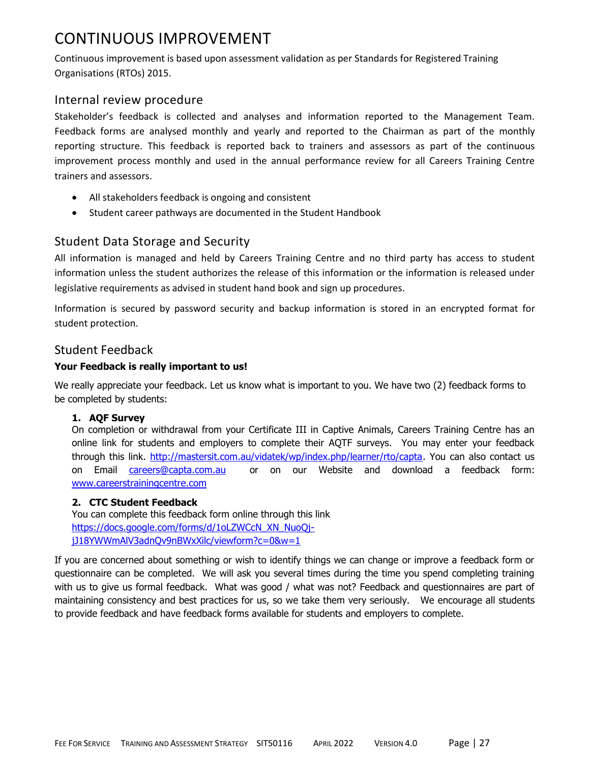# CONTINUOUS IMPROVEMENT

Continuous improvement is based upon assessment validation as per Standards for Registered Training Organisations (RTOs) 2015.

## Internal review procedure

Stakeholder's feedback is collected and analyses and information reported to the Management Team. Feedback forms are analysed monthly and yearly and reported to the Chairman as part of the monthly reporting structure. This feedback is reported back to trainers and assessors as part of the continuous improvement process monthly and used in the annual performance review for all Careers Training Centre trainers and assessors.

- All stakeholders feedback is ongoing and consistent
- Student career pathways are documented in the Student Handbook

## Student Data Storage and Security

All information is managed and held by Careers Training Centre and no third party has access to student information unless the student authorizes the release of this information or the information is released under legislative requirements as advised in student hand book and sign up procedures.

Information is secured by password security and backup information is stored in an encrypted format for student protection.

## Student Feedback

**Your Feedback is really important to us!**

We really appreciate your feedback. Let us know what is important to you. We have two (2) feedback forms to be completed by students:

1. **AQF Survey**
   On completion or withdrawal from your Certificate III in Captive Animals, Careers Training Centre has an online link for students and employers to complete their AQTF surveys. You may enter your feedback through this link. http://mastersit.com.au/vidatek/wp/index.php/learner/rto/capta. You can also contact us on Email careers@capta.com.au or on our Website and download a feedback form: www.careerstrainingcentre.com

2. **CTC Student Feedback**
   You can complete this feedback form online through this link https://docs.google.com/forms/d/1oLZWCcN_XN_NuoQj-jJ18YWWmAlV3adnQv9nBWxXilc/viewform?c=0&w=1

If you are concerned about something or wish to identify things we can change or improve a feedback form or questionnaire can be completed. We will ask you several times during the time you spend completing training with us to give us formal feedback. What was good / what was not? Feedback and questionnaires are part of maintaining consistency and best practices for us, so we take them very seriously. We encourage all students to provide feedback and have feedback forms available for students and employers to complete.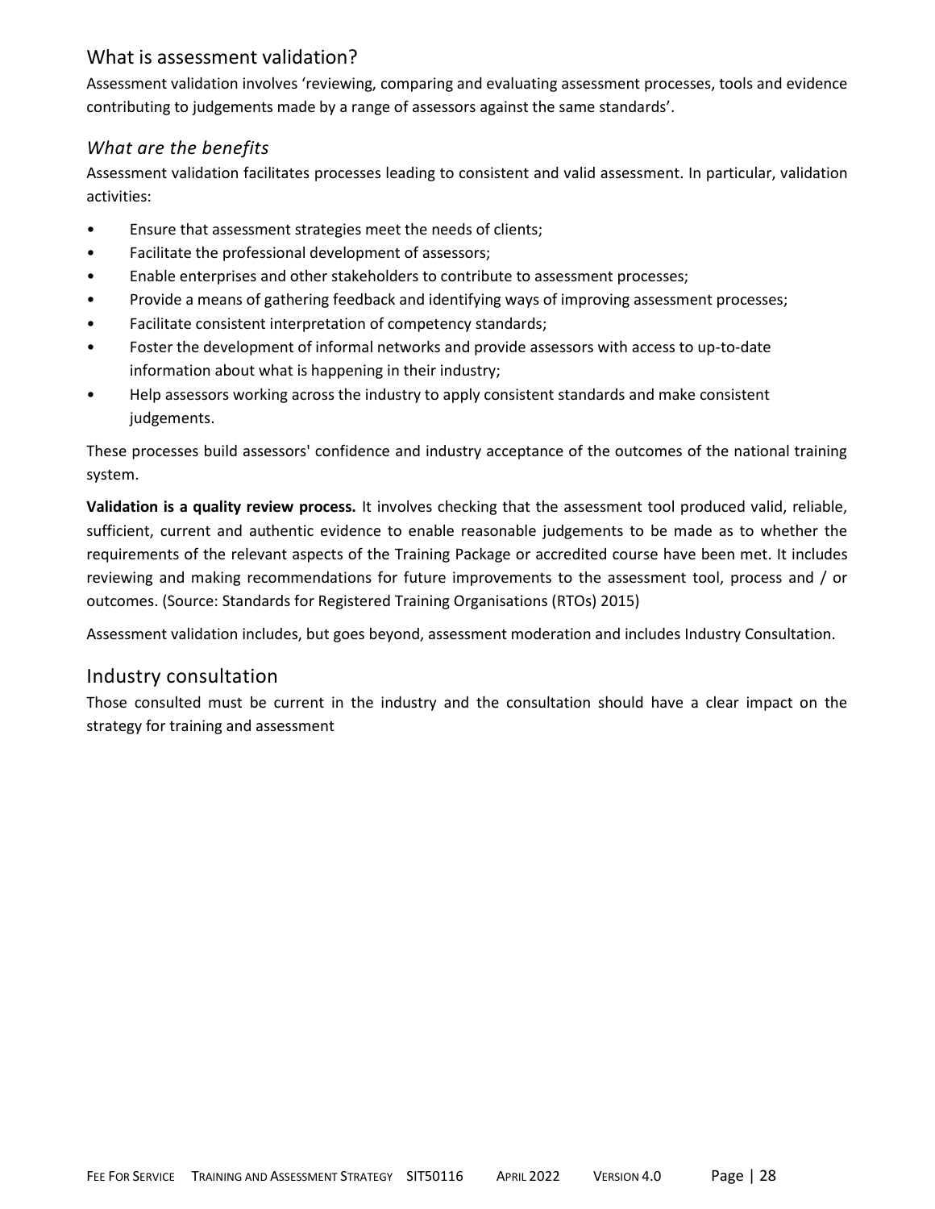## What is assessment validation?

Assessment validation involves 'reviewing, comparing and evaluating assessment processes, tools and evidence contributing to judgements made by a range of assessors against the same standards'.

### *What are the benefits*

Assessment validation facilitates processes leading to consistent and valid assessment. In particular, validation activities:

- Ensure that assessment strategies meet the needs of clients;
- Facilitate the professional development of assessors;
- Enable enterprises and other stakeholders to contribute to assessment processes;
- Provide a means of gathering feedback and identifying ways of improving assessment processes;
- Facilitate consistent interpretation of competency standards;
- Foster the development of informal networks and provide assessors with access to up-to-date information about what is happening in their industry;
- Help assessors working across the industry to apply consistent standards and make consistent judgements.

These processes build assessors' confidence and industry acceptance of the outcomes of the national training system.

**Validation is a quality review process.** It involves checking that the assessment tool produced valid, reliable, sufficient, current and authentic evidence to enable reasonable judgements to be made as to whether the requirements of the relevant aspects of the Training Package or accredited course have been met. It includes reviewing and making recommendations for future improvements to the assessment tool, process and / or outcomes. (Source: Standards for Registered Training Organisations (RTOs) 2015)

Assessment validation includes, but goes beyond, assessment moderation and includes Industry Consultation.

## Industry consultation

Those consulted must be current in the industry and the consultation should have a clear impact on the strategy for training and assessment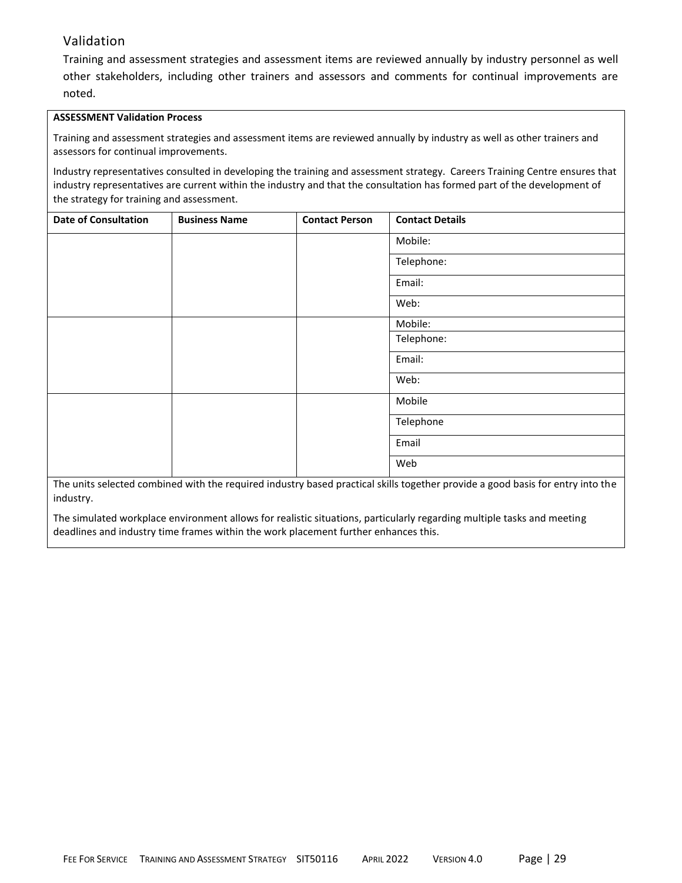## Validation

Training and assessment strategies and assessment items are reviewed annually by industry personnel as well other stakeholders, including other trainers and assessors and comments for continual improvements are noted.

**ASSESSMENT Validation Process**

Training and assessment strategies and assessment items are reviewed annually by industry as well as other trainers and assessors for continual improvements.

Industry representatives consulted in developing the training and assessment strategy. Careers Training Centre ensures that industry representatives are current within the industry and that the consultation has formed part of the development of the strategy for training and assessment.

| Date of Consultation | Business Name | Contact Person | Contact Details |
|---|---|---|---|
| | | | Mobile: |
| | | | Telephone: |
| | | | Email: |
| | | | Web: |
| | | | Mobile: |
| | | | Telephone: |
| | | | Email: |
| | | | Web: |
| | | | Mobile |
| | | | Telephone |
| | | | Email |
| | | | Web |

The units selected combined with the required industry based practical skills together provide a good basis for entry into the industry.

The simulated workplace environment allows for realistic situations, particularly regarding multiple tasks and meeting deadlines and industry time frames within the work placement further enhances this.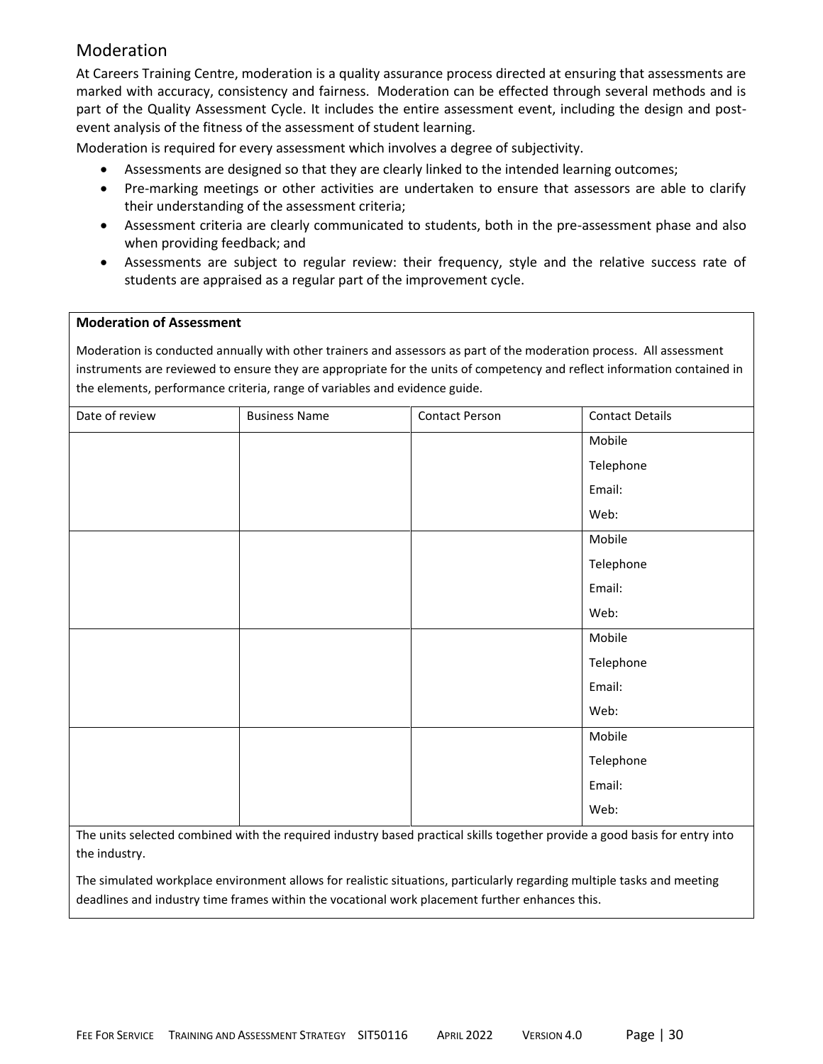## Moderation

At Careers Training Centre, moderation is a quality assurance process directed at ensuring that assessments are marked with accuracy, consistency and fairness. Moderation can be effected through several methods and is part of the Quality Assessment Cycle. It includes the entire assessment event, including the design and post-event analysis of the fitness of the assessment of student learning.

Moderation is required for every assessment which involves a degree of subjectivity.

- Assessments are designed so that they are clearly linked to the intended learning outcomes;
- Pre-marking meetings or other activities are undertaken to ensure that assessors are able to clarify their understanding of the assessment criteria;
- Assessment criteria are clearly communicated to students, both in the pre-assessment phase and also when providing feedback; and
- Assessments are subject to regular review: their frequency, style and the relative success rate of students are appraised as a regular part of the improvement cycle.

**Moderation of Assessment**

Moderation is conducted annually with other trainers and assessors as part of the moderation process. All assessment instruments are reviewed to ensure they are appropriate for the units of competency and reflect information contained in the elements, performance criteria, range of variables and evidence guide.

| Date of review | Business Name | Contact Person | Contact Details |
|---|---|---|---|
| | | | Mobile<br>Telephone<br>Email:<br>Web: |
| | | | Mobile<br>Telephone<br>Email:<br>Web: |
| | | | Mobile<br>Telephone<br>Email:<br>Web: |
| | | | Mobile<br>Telephone<br>Email:<br>Web: |

The units selected combined with the required industry based practical skills together provide a good basis for entry into the industry.

The simulated workplace environment allows for realistic situations, particularly regarding multiple tasks and meeting deadlines and industry time frames within the vocational work placement further enhances this.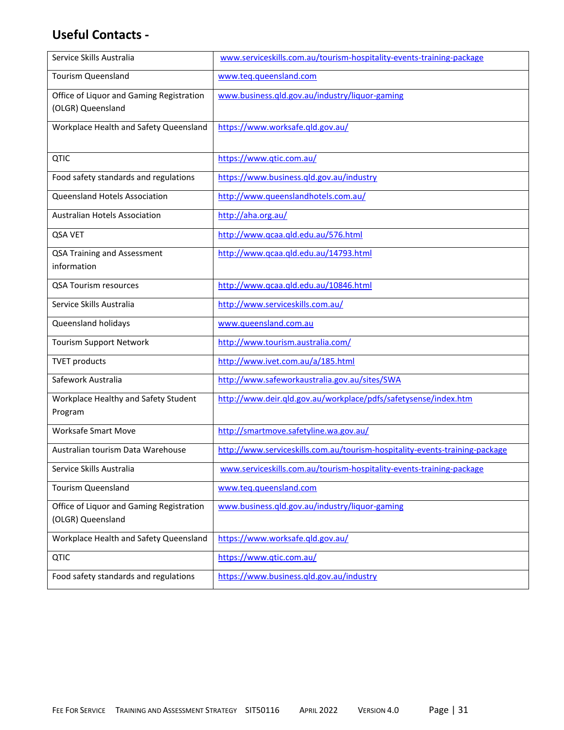## Useful Contacts -

| | |
|---|---|
| Service Skills Australia | www.serviceskills.com.au/tourism-hospitality-events-training-package |
| Tourism Queensland | www.teq.queensland.com |
| Office of Liquor and Gaming Registration (OLGR) Queensland | www.business.qld.gov.au/industry/liquor-gaming |
| Workplace Health and Safety Queensland | https://www.worksafe.qld.gov.au/ |
| QTIC | https://www.qtic.com.au/ |
| Food safety standards and regulations | https://www.business.qld.gov.au/industry |
| Queensland Hotels Association | http://www.queenslandhotels.com.au/ |
| Australian Hotels Association | http://aha.org.au/ |
| QSA VET | http://www.qcaa.qld.edu.au/576.html |
| QSA Training and Assessment information | http://www.qcaa.qld.edu.au/14793.html |
| QSA Tourism resources | http://www.qcaa.qld.edu.au/10846.html |
| Service Skills Australia | http://www.serviceskills.com.au/ |
| Queensland holidays | www.queensland.com.au |
| Tourism Support Network | http://www.tourism.australia.com/ |
| TVET products | http://www.ivet.com.au/a/185.html |
| Safework Australia | http://www.safeworkaustralia.gov.au/sites/SWA |
| Workplace Healthy and Safety Student Program | http://www.deir.qld.gov.au/workplace/pdfs/safetysense/index.htm |
| Worksafe Smart Move | http://smartmove.safetyline.wa.gov.au/ |
| Australian tourism Data Warehouse | http://www.serviceskills.com.au/tourism-hospitality-events-training-package |
| Service Skills Australia | www.serviceskills.com.au/tourism-hospitality-events-training-package |
| Tourism Queensland | www.teq.queensland.com |
| Office of Liquor and Gaming Registration (OLGR) Queensland | www.business.qld.gov.au/industry/liquor-gaming |
| Workplace Health and Safety Queensland | https://www.worksafe.qld.gov.au/ |
| QTIC | https://www.qtic.com.au/ |
| Food safety standards and regulations | https://www.business.qld.gov.au/industry |